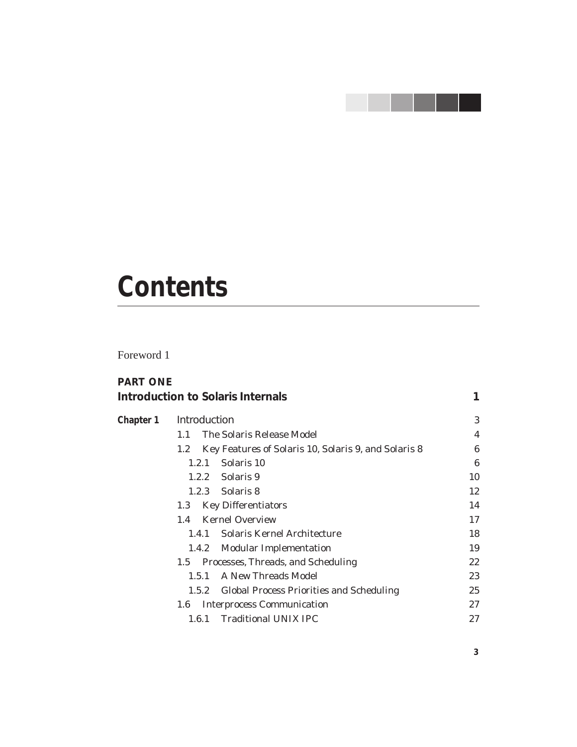# Contents

Foreword 1

**PART ONE**
**Introduction to Solaris Internals** **1**

| | | |
|---|---|---|
| **Chapter 1** | Introduction | 3 |
| | 1.1 The Solaris Release Model | 4 |
| | 1.2 Key Features of Solaris 10, Solaris 9, and Solaris 8 | 6 |
| | 1.2.1 Solaris 10 | 6 |
| | 1.2.2 Solaris 9 | 10 |
| | 1.2.3 Solaris 8 | 12 |
| | 1.3 Key Differentiators | 14 |
| | 1.4 Kernel Overview | 17 |
| | 1.4.1 Solaris Kernel Architecture | 18 |
| | 1.4.2 Modular Implementation | 19 |
| | 1.5 Processes, Threads, and Scheduling | 22 |
| | 1.5.1 A New Threads Model | 23 |
| | 1.5.2 Global Process Priorities and Scheduling | 25 |
| | 1.6 Interprocess Communication | 27 |
| | 1.6.1 Traditional UNIX IPC | 27 |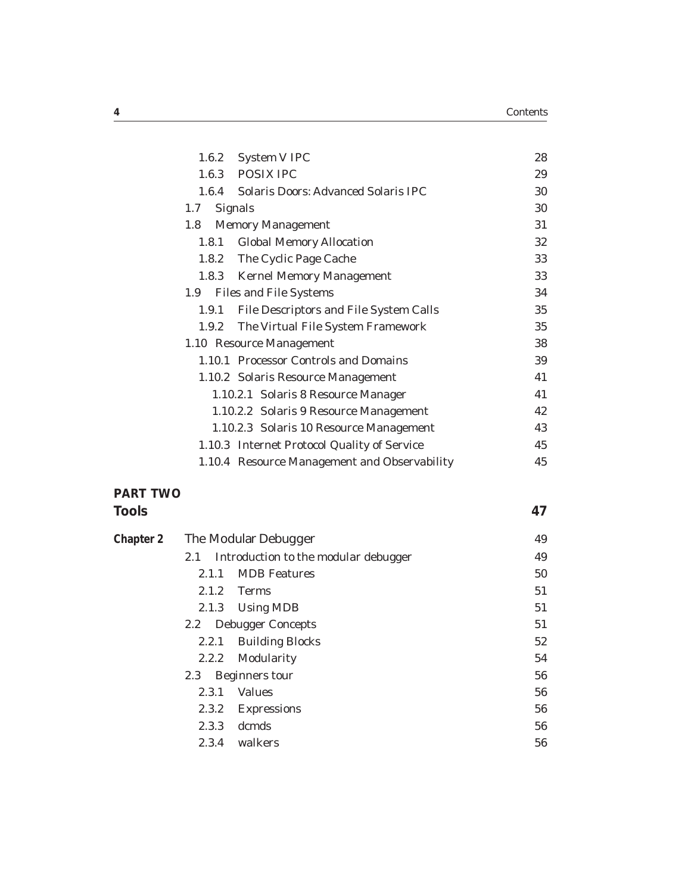1.6.2 System V IPC 28
1.6.3 POSIX IPC 29
1.6.4 Solaris Doors: Advanced Solaris IPC 30
1.7 Signals 30
1.8 Memory Management 31
1.8.1 Global Memory Allocation 32
1.8.2 The Cyclic Page Cache 33
1.8.3 Kernel Memory Management 33
1.9 Files and File Systems 34
1.9.1 File Descriptors and File System Calls 35
1.9.2 The Virtual File System Framework 35
1.10 Resource Management 38
1.10.1 Processor Controls and Domains 39
1.10.2 Solaris Resource Management 41
1.10.2.1 Solaris 8 Resource Manager 41
1.10.2.2 Solaris 9 Resource Management 42
1.10.2.3 Solaris 10 Resource Management 43
1.10.3 Internet Protocol Quality of Service 45
1.10.4 Resource Management and Observability 45

**PART TWO**

## Tools 47

**Chapter 2** The Modular Debugger 49

2.1 Introduction to the modular debugger 49
2.1.1 MDB Features 50
2.1.2 Terms 51
2.1.3 Using MDB 51
2.2 Debugger Concepts 51
2.2.1 Building Blocks 52
2.2.2 Modularity 54
2.3 Beginners tour 56
2.3.1 Values 56
2.3.2 Expressions 56
2.3.3 dcmds 56
2.3.4 walkers 56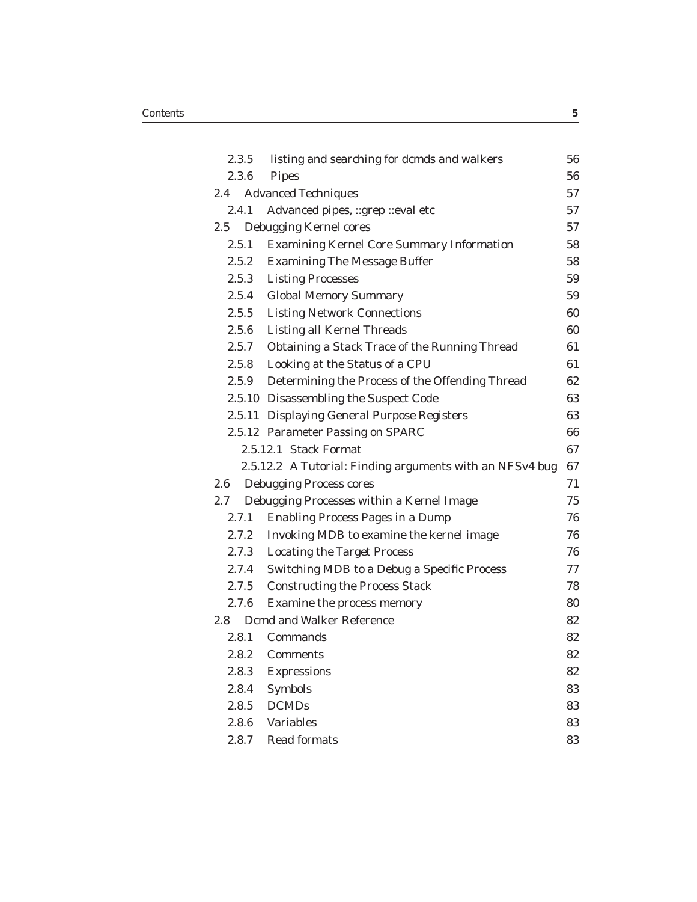| | | |
|---|---|---|
| 2.3.5 | listing and searching for dcmds and walkers | 56 |
| 2.3.6 | Pipes | 56 |
| 2.4 | Advanced Techniques | 57 |
| 2.4.1 | Advanced pipes, ::grep ::eval etc | 57 |
| 2.5 | Debugging Kernel cores | 57 |
| 2.5.1 | Examining Kernel Core Summary Information | 58 |
| 2.5.2 | Examining The Message Buffer | 58 |
| 2.5.3 | Listing Processes | 59 |
| 2.5.4 | Global Memory Summary | 59 |
| 2.5.5 | Listing Network Connections | 60 |
| 2.5.6 | Listing all Kernel Threads | 60 |
| 2.5.7 | Obtaining a Stack Trace of the Running Thread | 61 |
| 2.5.8 | Looking at the Status of a CPU | 61 |
| 2.5.9 | Determining the Process of the Offending Thread | 62 |
| 2.5.10 | Disassembling the Suspect Code | 63 |
| 2.5.11 | Displaying General Purpose Registers | 63 |
| 2.5.12 | Parameter Passing on SPARC | 66 |
| 2.5.12.1 | Stack Format | 67 |
| 2.5.12.2 | A Tutorial: Finding arguments with an NFSv4 bug | 67 |
| 2.6 | Debugging Process cores | 71 |
| 2.7 | Debugging Processes within a Kernel Image | 75 |
| 2.7.1 | Enabling Process Pages in a Dump | 76 |
| 2.7.2 | Invoking MDB to examine the kernel image | 76 |
| 2.7.3 | Locating the Target Process | 76 |
| 2.7.4 | Switching MDB to a Debug a Specific Process | 77 |
| 2.7.5 | Constructing the Process Stack | 78 |
| 2.7.6 | Examine the process memory | 80 |
| 2.8 | Dcmd and Walker Reference | 82 |
| 2.8.1 | Commands | 82 |
| 2.8.2 | Comments | 82 |
| 2.8.3 | Expressions | 82 |
| 2.8.4 | Symbols | 83 |
| 2.8.5 | DCMDs | 83 |
| 2.8.6 | Variables | 83 |
| 2.8.7 | Read formats | 83 |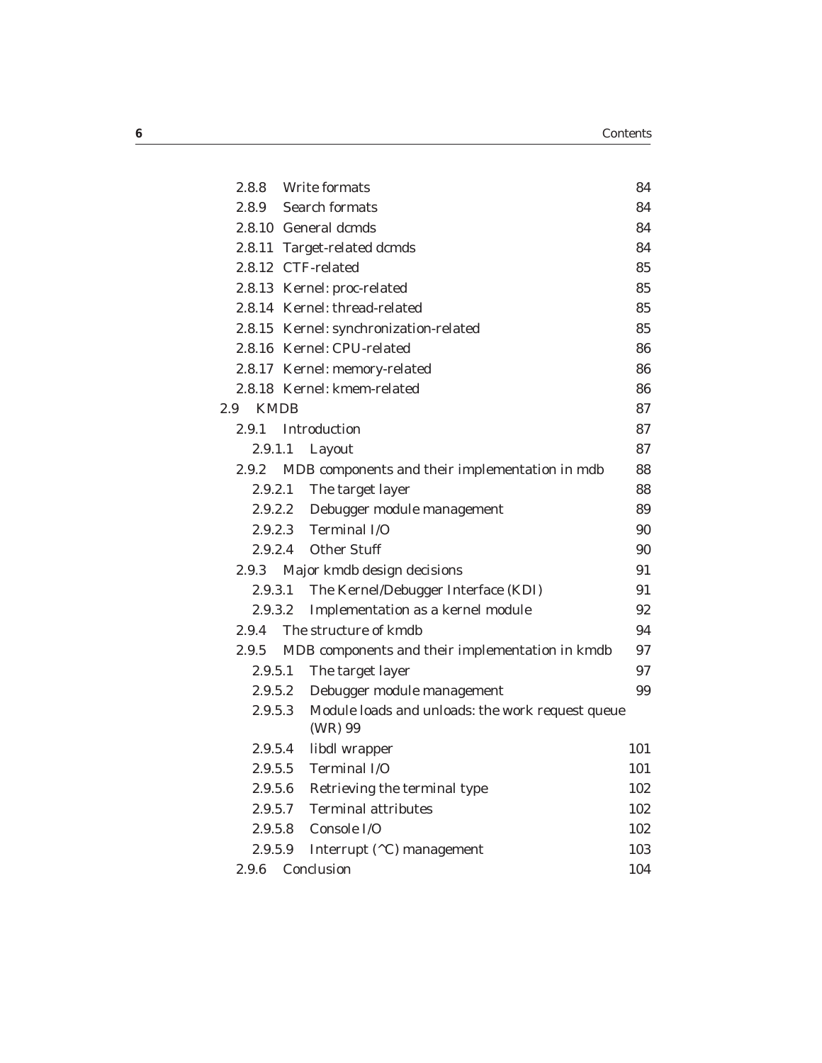2.8.8 Write formats 84

2.8.9 Search formats 84

2.8.10 General dcmds 84

2.8.11 Target-related dcmds 84

2.8.12 CTF-related 85

2.8.13 Kernel: proc-related 85

2.8.14 Kernel: thread-related 85

2.8.15 Kernel: synchronization-related 85

2.8.16 Kernel: CPU-related 86

2.8.17 Kernel: memory-related 86

2.8.18 Kernel: kmem-related 86

2.9 KMDB 87

2.9.1 Introduction 87

2.9.1.1 Layout 87

2.9.2 MDB components and their implementation in mdb 88

2.9.2.1 The target layer 88

2.9.2.2 Debugger module management 89

2.9.2.3 Terminal I/O 90

2.9.2.4 Other Stuff 90

2.9.3 Major kmdb design decisions 91

2.9.3.1 The Kernel/Debugger Interface (KDI) 91

2.9.3.2 Implementation as a kernel module 92

2.9.4 The structure of kmdb 94

2.9.5 MDB components and their implementation in kmdb 97

2.9.5.1 The target layer 97

2.9.5.2 Debugger module management 99

2.9.5.3 Module loads and unloads: the work request queue (WR) 99

2.9.5.4 libdl wrapper 101

2.9.5.5 Terminal I/O 101

2.9.5.6 Retrieving the terminal type 102

2.9.5.7 Terminal attributes 102

2.9.5.8 Console I/O 102

2.9.5.9 Interrupt (^C) management 103

2.9.6 Conclusion 104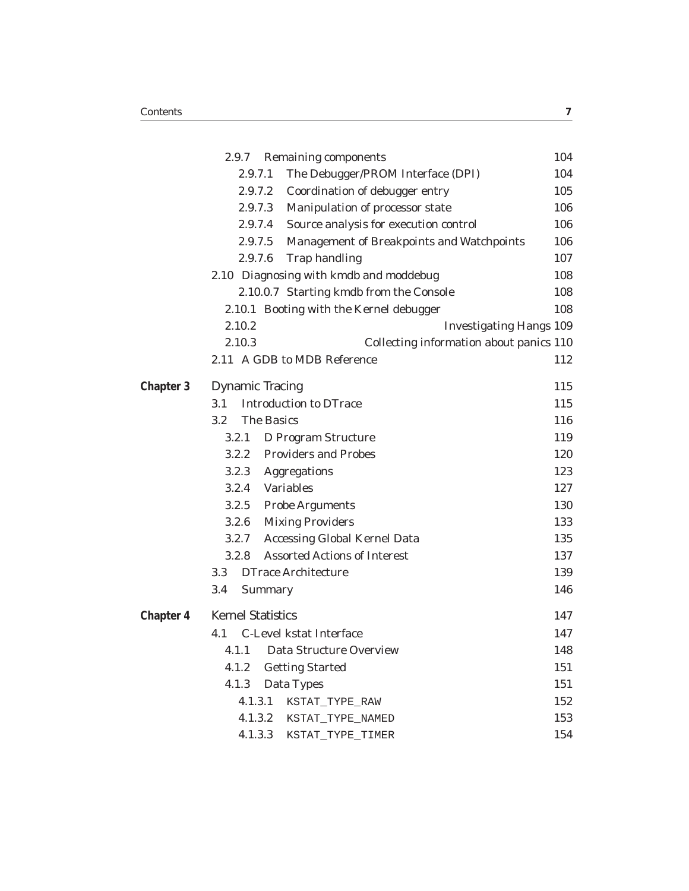| | | |
|---|---|---|
| | 2.9.7 Remaining components | 104 |
| | 2.9.7.1 The Debugger/PROM Interface (DPI) | 104 |
| | 2.9.7.2 Coordination of debugger entry | 105 |
| | 2.9.7.3 Manipulation of processor state | 106 |
| | 2.9.7.4 Source analysis for execution control | 106 |
| | 2.9.7.5 Management of Breakpoints and Watchpoints | 106 |
| | 2.9.7.6 Trap handling | 107 |
| | 2.10 Diagnosing with kmdb and moddebug | 108 |
| | 2.10.0.7 Starting kmdb from the Console | 108 |
| | 2.10.1 Booting with the Kernel debugger | 108 |
| | 2.10.2 Investigating Hangs | 109 |
| | 2.10.3 Collecting information about panics | 110 |
| | 2.11 A GDB to MDB Reference | 112 |
| **Chapter 3** | Dynamic Tracing | 115 |
| | 3.1 Introduction to DTrace | 115 |
| | 3.2 The Basics | 116 |
| | 3.2.1 D Program Structure | 119 |
| | 3.2.2 Providers and Probes | 120 |
| | 3.2.3 Aggregations | 123 |
| | 3.2.4 Variables | 127 |
| | 3.2.5 Probe Arguments | 130 |
| | 3.2.6 Mixing Providers | 133 |
| | 3.2.7 Accessing Global Kernel Data | 135 |
| | 3.2.8 Assorted Actions of Interest | 137 |
| | 3.3 DTrace Architecture | 139 |
| | 3.4 Summary | 146 |
| **Chapter 4** | Kernel Statistics | 147 |
| | 4.1 C-Level kstat Interface | 147 |
| | 4.1.1 Data Structure Overview | 148 |
| | 4.1.2 Getting Started | 151 |
| | 4.1.3 Data Types | 151 |
| | 4.1.3.1 `KSTAT_TYPE_RAW` | 152 |
| | 4.1.3.2 `KSTAT_TYPE_NAMED` | 153 |
| | 4.1.3.3 `KSTAT_TYPE_TIMER` | 154 |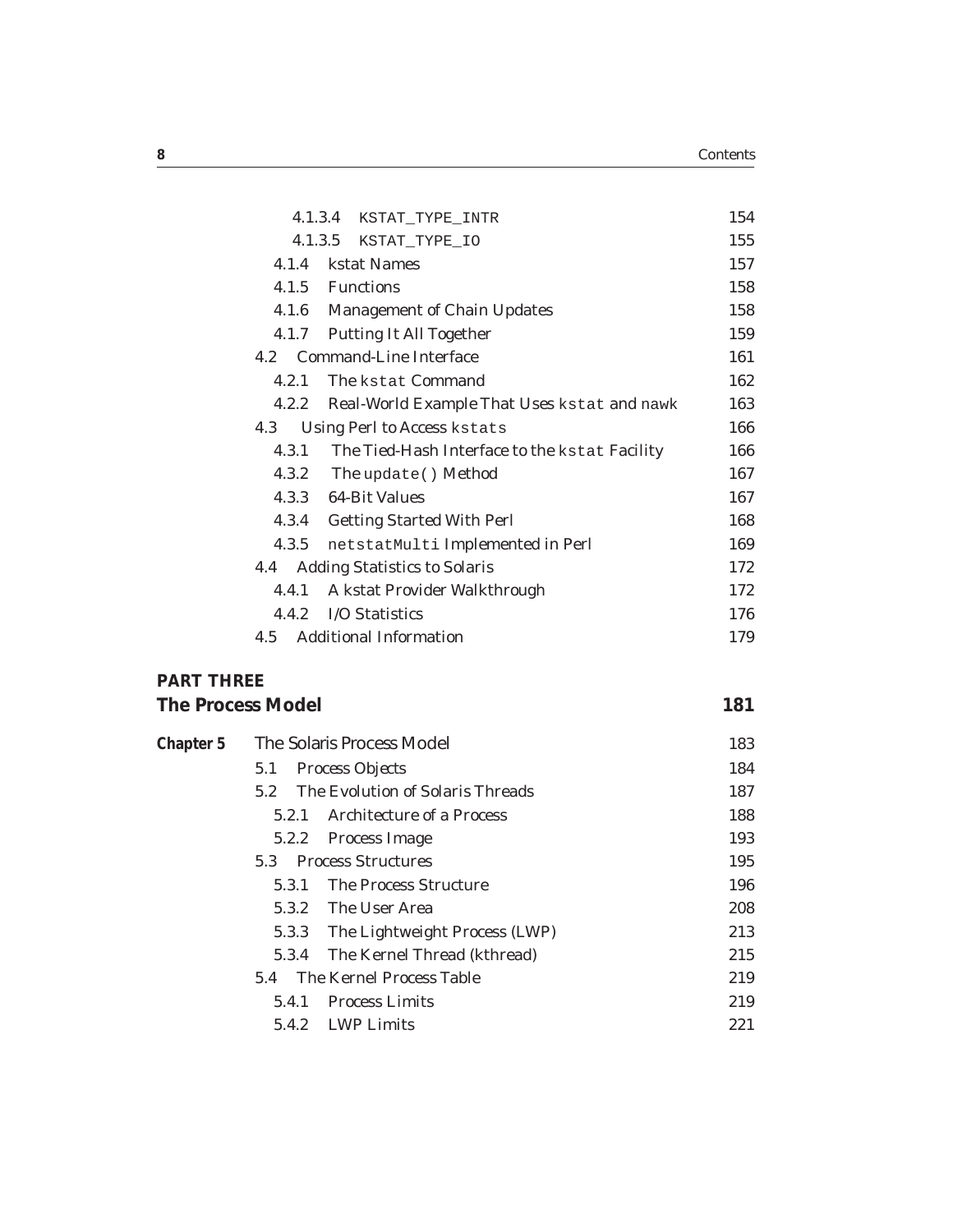| | | |
|---|---|---|
| | 4.1.3.4 `KSTAT_TYPE_INTR` | 154 |
| | 4.1.3.5 `KSTAT_TYPE_IO` | 155 |
| | 4.1.4 kstat Names | 157 |
| | 4.1.5 Functions | 158 |
| | 4.1.6 Management of Chain Updates | 158 |
| | 4.1.7 Putting It All Together | 159 |
| | 4.2 Command-Line Interface | 161 |
| | 4.2.1 The `kstat` Command | 162 |
| | 4.2.2 Real-World Example That Uses `kstat` and `nawk` | 163 |
| | 4.3 Using Perl to Access `kstats` | 166 |
| | 4.3.1 The Tied-Hash Interface to the `kstat` Facility | 166 |
| | 4.3.2 The `update()` Method | 167 |
| | 4.3.3 64-Bit Values | 167 |
| | 4.3.4 Getting Started With Perl | 168 |
| | 4.3.5 `netstatMulti` Implemented in Perl | 169 |
| | 4.4 Adding Statistics to Solaris | 172 |
| | 4.4.1 A kstat Provider Walkthrough | 172 |
| | 4.4.2 I/O Statistics | 176 |
| | 4.5 Additional Information | 179 |

## PART THREE
## The Process Model — 181

| | | |
|---|---|---|
| **Chapter 5** | The Solaris Process Model | 183 |
| | 5.1 Process Objects | 184 |
| | 5.2 The Evolution of Solaris Threads | 187 |
| | 5.2.1 Architecture of a Process | 188 |
| | 5.2.2 Process Image | 193 |
| | 5.3 Process Structures | 195 |
| | 5.3.1 The Process Structure | 196 |
| | 5.3.2 The User Area | 208 |
| | 5.3.3 The Lightweight Process (LWP) | 213 |
| | 5.3.4 The Kernel Thread (kthread) | 215 |
| | 5.4 The Kernel Process Table | 219 |
| | 5.4.1 Process Limits | 219 |
| | 5.4.2 LWP Limits | 221 |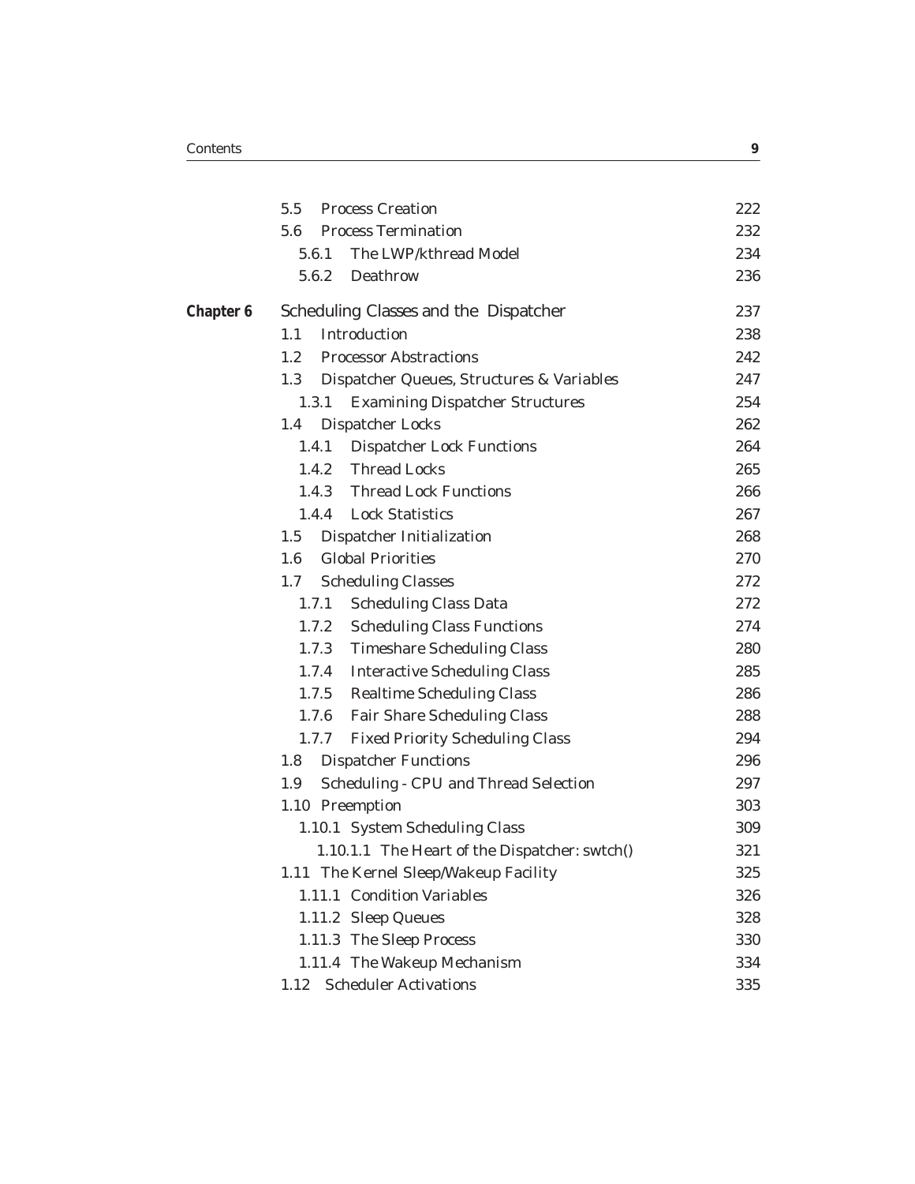| | | |
|---|---|---|
| | 5.5 Process Creation | 222 |
| | 5.6 Process Termination | 232 |
| | 5.6.1 The LWP/kthread Model | 234 |
| | 5.6.2 Deathrow | 236 |
| **Chapter 6** | Scheduling Classes and the Dispatcher | 237 |
| | 1.1 Introduction | 238 |
| | 1.2 Processor Abstractions | 242 |
| | 1.3 Dispatcher Queues, Structures & Variables | 247 |
| | 1.3.1 Examining Dispatcher Structures | 254 |
| | 1.4 Dispatcher Locks | 262 |
| | 1.4.1 Dispatcher Lock Functions | 264 |
| | 1.4.2 Thread Locks | 265 |
| | 1.4.3 Thread Lock Functions | 266 |
| | 1.4.4 Lock Statistics | 267 |
| | 1.5 Dispatcher Initialization | 268 |
| | 1.6 Global Priorities | 270 |
| | 1.7 Scheduling Classes | 272 |
| | 1.7.1 Scheduling Class Data | 272 |
| | 1.7.2 Scheduling Class Functions | 274 |
| | 1.7.3 Timeshare Scheduling Class | 280 |
| | 1.7.4 Interactive Scheduling Class | 285 |
| | 1.7.5 Realtime Scheduling Class | 286 |
| | 1.7.6 Fair Share Scheduling Class | 288 |
| | 1.7.7 Fixed Priority Scheduling Class | 294 |
| | 1.8 Dispatcher Functions | 296 |
| | 1.9 Scheduling - CPU and Thread Selection | 297 |
| | 1.10 Preemption | 303 |
| | 1.10.1 System Scheduling Class | 309 |
| | 1.10.1.1 The Heart of the Dispatcher: swtch() | 321 |
| | 1.11 The Kernel Sleep/Wakeup Facility | 325 |
| | 1.11.1 Condition Variables | 326 |
| | 1.11.2 Sleep Queues | 328 |
| | 1.11.3 The Sleep Process | 330 |
| | 1.11.4 The Wakeup Mechanism | 334 |
| | 1.12 Scheduler Activations | 335 |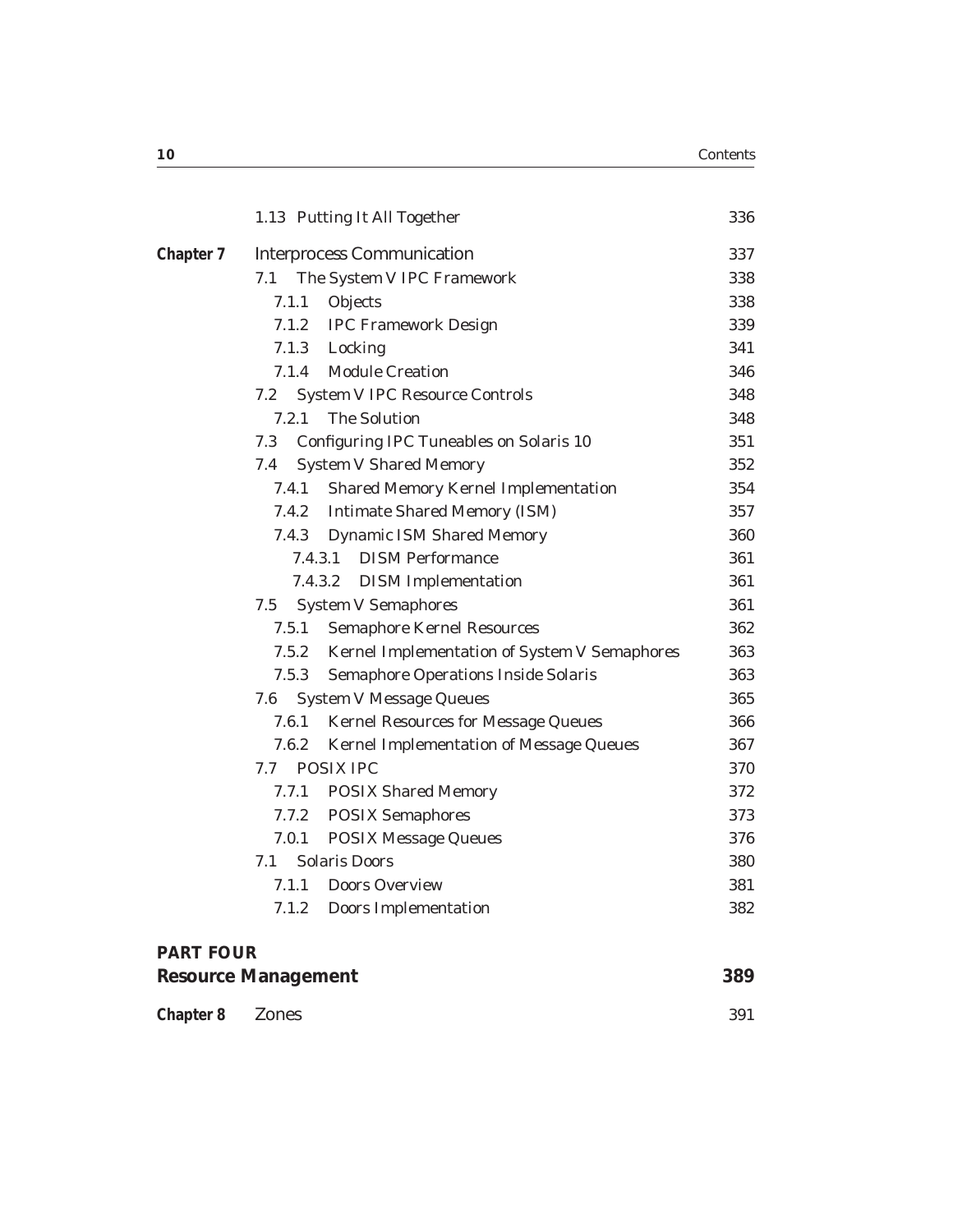| | | |
|---|---|---|
| | 1.13 Putting It All Together | 336 |
| **Chapter 7** | Interprocess Communication | 337 |
| | 7.1 The System V IPC Framework | 338 |
| | 7.1.1 Objects | 338 |
| | 7.1.2 IPC Framework Design | 339 |
| | 7.1.3 Locking | 341 |
| | 7.1.4 Module Creation | 346 |
| | 7.2 System V IPC Resource Controls | 348 |
| | 7.2.1 The Solution | 348 |
| | 7.3 Configuring IPC Tuneables on Solaris 10 | 351 |
| | 7.4 System V Shared Memory | 352 |
| | 7.4.1 Shared Memory Kernel Implementation | 354 |
| | 7.4.2 Intimate Shared Memory (ISM) | 357 |
| | 7.4.3 Dynamic ISM Shared Memory | 360 |
| | 7.4.3.1 DISM Performance | 361 |
| | 7.4.3.2 DISM Implementation | 361 |
| | 7.5 System V Semaphores | 361 |
| | 7.5.1 Semaphore Kernel Resources | 362 |
| | 7.5.2 Kernel Implementation of System V Semaphores | 363 |
| | 7.5.3 Semaphore Operations Inside Solaris | 363 |
| | 7.6 System V Message Queues | 365 |
| | 7.6.1 Kernel Resources for Message Queues | 366 |
| | 7.6.2 Kernel Implementation of Message Queues | 367 |
| | 7.7 POSIX IPC | 370 |
| | 7.7.1 POSIX Shared Memory | 372 |
| | 7.7.2 POSIX Semaphores | 373 |
| | 7.0.1 POSIX Message Queues | 376 |
| | 7.1 Solaris Doors | 380 |
| | 7.1.1 Doors Overview | 381 |
| | 7.1.2 Doors Implementation | 382 |

## PART FOUR
## Resource Management — 389

| | | |
|---|---|---|
| **Chapter 8** | Zones | 391 |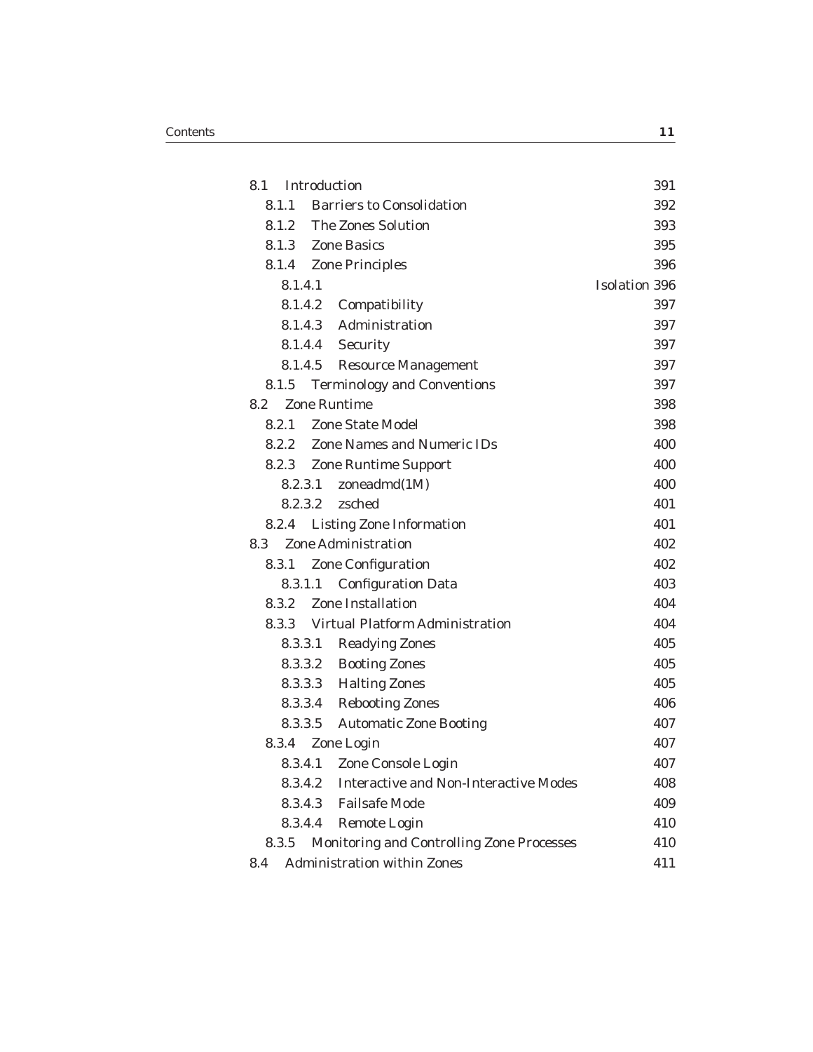8.1 Introduction 391
  8.1.1 Barriers to Consolidation 392
  8.1.2 The Zones Solution 393
  8.1.3 Zone Basics 395
  8.1.4 Zone Principles 396
    8.1.4.1 Isolation 396
    8.1.4.2 Compatibility 397
    8.1.4.3 Administration 397
    8.1.4.4 Security 397
    8.1.4.5 Resource Management 397
  8.1.5 Terminology and Conventions 397
8.2 Zone Runtime 398
  8.2.1 Zone State Model 398
  8.2.2 Zone Names and Numeric IDs 400
  8.2.3 Zone Runtime Support 400
    8.2.3.1 zoneadmd(1M) 400
    8.2.3.2 zsched 401
  8.2.4 Listing Zone Information 401
8.3 Zone Administration 402
  8.3.1 Zone Configuration 402
    8.3.1.1 Configuration Data 403
  8.3.2 Zone Installation 404
  8.3.3 Virtual Platform Administration 404
    8.3.3.1 Readying Zones 405
    8.3.3.2 Booting Zones 405
    8.3.3.3 Halting Zones 405
    8.3.3.4 Rebooting Zones 406
    8.3.3.5 Automatic Zone Booting 407
  8.3.4 Zone Login 407
    8.3.4.1 Zone Console Login 407
    8.3.4.2 Interactive and Non-Interactive Modes 408
    8.3.4.3 Failsafe Mode 409
    8.3.4.4 Remote Login 410
  8.3.5 Monitoring and Controlling Zone Processes 410
8.4 Administration within Zones 411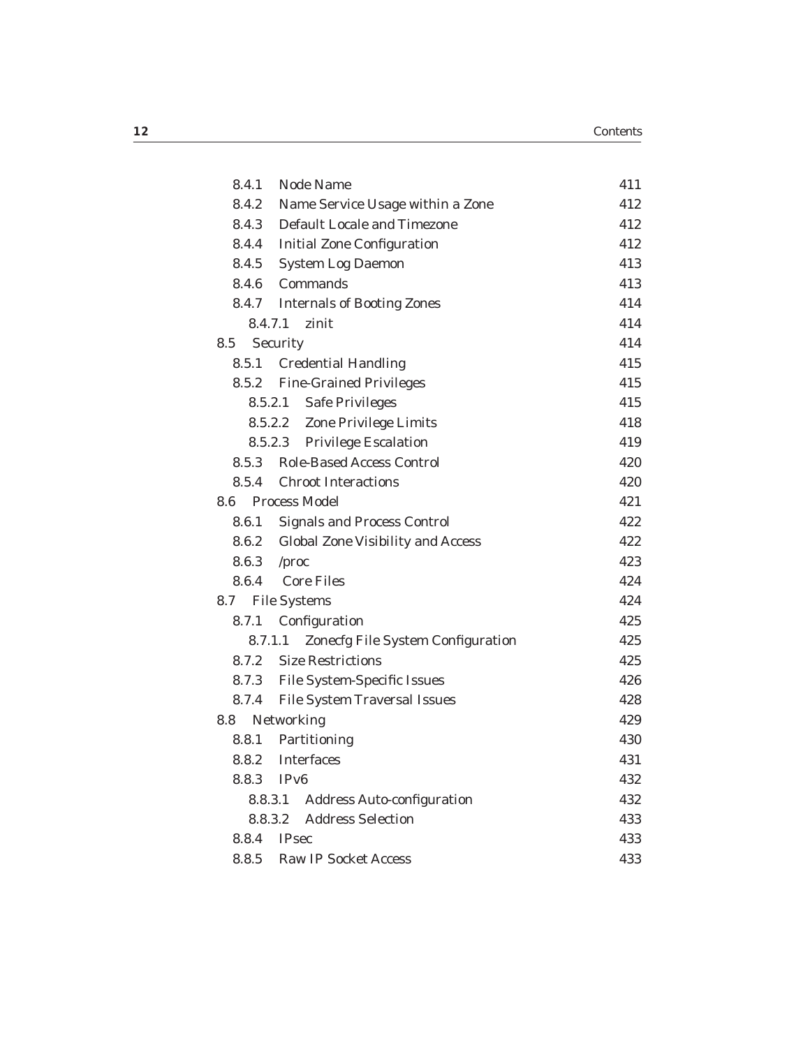| | | |
|---|---|---|
| 8.4.1 | Node Name | 411 |
| 8.4.2 | Name Service Usage within a Zone | 412 |
| 8.4.3 | Default Locale and Timezone | 412 |
| 8.4.4 | Initial Zone Configuration | 412 |
| 8.4.5 | System Log Daemon | 413 |
| 8.4.6 | Commands | 413 |
| 8.4.7 | Internals of Booting Zones | 414 |
| 8.4.7.1 | zinit | 414 |
| 8.5 | Security | 414 |
| 8.5.1 | Credential Handling | 415 |
| 8.5.2 | Fine-Grained Privileges | 415 |
| 8.5.2.1 | Safe Privileges | 415 |
| 8.5.2.2 | Zone Privilege Limits | 418 |
| 8.5.2.3 | Privilege Escalation | 419 |
| 8.5.3 | Role-Based Access Control | 420 |
| 8.5.4 | Chroot Interactions | 420 |
| 8.6 | Process Model | 421 |
| 8.6.1 | Signals and Process Control | 422 |
| 8.6.2 | Global Zone Visibility and Access | 422 |
| 8.6.3 | /proc | 423 |
| 8.6.4 | Core Files | 424 |
| 8.7 | File Systems | 424 |
| 8.7.1 | Configuration | 425 |
| 8.7.1.1 | Zonecfg File System Configuration | 425 |
| 8.7.2 | Size Restrictions | 425 |
| 8.7.3 | File System-Specific Issues | 426 |
| 8.7.4 | File System Traversal Issues | 428 |
| 8.8 | Networking | 429 |
| 8.8.1 | Partitioning | 430 |
| 8.8.2 | Interfaces | 431 |
| 8.8.3 | IPv6 | 432 |
| 8.8.3.1 | Address Auto-configuration | 432 |
| 8.8.3.2 | Address Selection | 433 |
| 8.8.4 | IPsec | 433 |
| 8.8.5 | Raw IP Socket Access | 433 |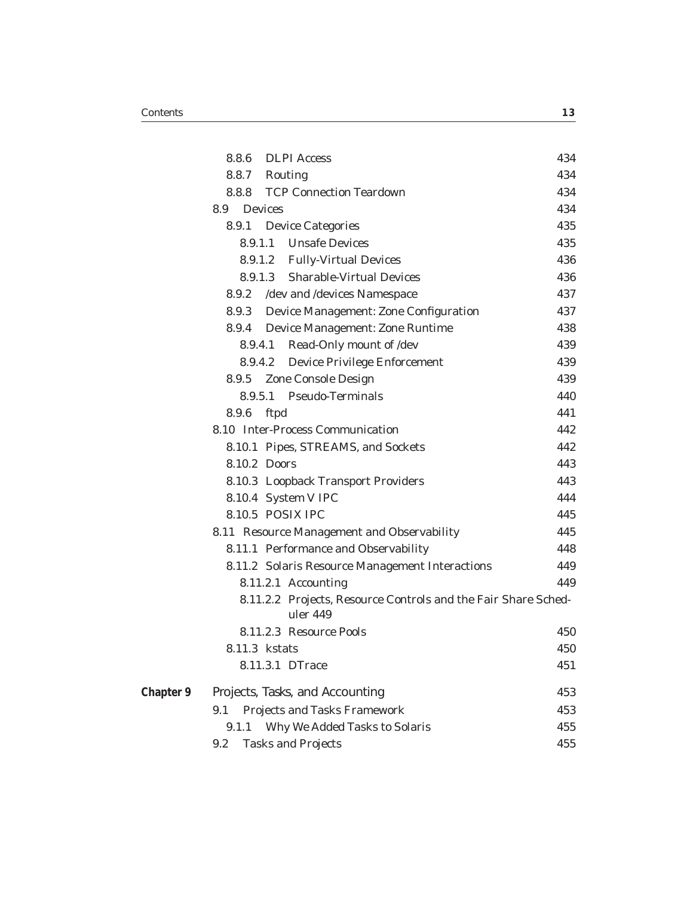8.8.6 DLPI Access 434
8.8.7 Routing 434
8.8.8 TCP Connection Teardown 434
8.9 Devices 434
8.9.1 Device Categories 435
8.9.1.1 Unsafe Devices 435
8.9.1.2 Fully-Virtual Devices 436
8.9.1.3 Sharable-Virtual Devices 436
8.9.2 /dev and /devices Namespace 437
8.9.3 Device Management: Zone Configuration 437
8.9.4 Device Management: Zone Runtime 438
8.9.4.1 Read-Only mount of /dev 439
8.9.4.2 Device Privilege Enforcement 439
8.9.5 Zone Console Design 439
8.9.5.1 Pseudo-Terminals 440
8.9.6 ftpd 441
8.10 Inter-Process Communication 442
8.10.1 Pipes, STREAMS, and Sockets 442
8.10.2 Doors 443
8.10.3 Loopback Transport Providers 443
8.10.4 System V IPC 444
8.10.5 POSIX IPC 445
8.11 Resource Management and Observability 445
8.11.1 Performance and Observability 448
8.11.2 Solaris Resource Management Interactions 449
8.11.2.1 Accounting 449
8.11.2.2 Projects, Resource Controls and the Fair Share Scheduler 449
8.11.2.3 Resource Pools 450
8.11.3 kstats 450
8.11.3.1 DTrace 451

**Chapter 9** Projects, Tasks, and Accounting 453
9.1 Projects and Tasks Framework 453
9.1.1 Why We Added Tasks to Solaris 455
9.2 Tasks and Projects 455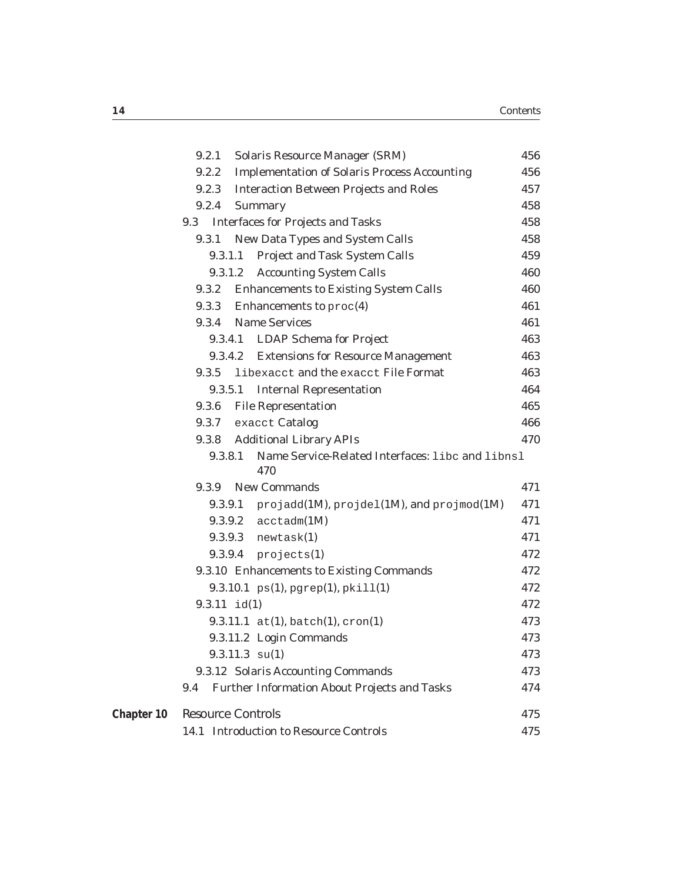9.2.1 Solaris Resource Manager (SRM) 456
9.2.2 Implementation of Solaris Process Accounting 456
9.2.3 Interaction Between Projects and Roles 457
9.2.4 Summary 458

9.3 Interfaces for Projects and Tasks 458
9.3.1 New Data Types and System Calls 458
9.3.1.1 Project and Task System Calls 459
9.3.1.2 Accounting System Calls 460
9.3.2 Enhancements to Existing System Calls 460
9.3.3 Enhancements to `proc`(4) 461
9.3.4 Name Services 461
9.3.4.1 LDAP Schema for Project 463
9.3.4.2 Extensions for Resource Management 463
9.3.5 `libexacct` and the `exacct` File Format 463
9.3.5.1 Internal Representation 464
9.3.6 File Representation 465
9.3.7 `exacct` Catalog 466
9.3.8 Additional Library APIs 470
9.3.8.1 Name Service-Related Interfaces: `libc` and `libnsl` 470
9.3.9 New Commands 471
9.3.9.1 `projadd`(1M), `projdel`(1M), and `projmod`(1M) 471
9.3.9.2 `acctadm`(1M) 471
9.3.9.3 `newtask`(1) 471
9.3.9.4 `projects`(1) 472
9.3.10 Enhancements to Existing Commands 472
9.3.10.1 `ps`(1), `pgrep`(1), `pkill`(1) 472
9.3.11 `id`(1) 472
9.3.11.1 `at`(1), `batch`(1), `cron`(1) 473
9.3.11.2 Login Commands 473
9.3.11.3 `su`(1) 473
9.3.12 Solaris Accounting Commands 473

9.4 Further Information About Projects and Tasks 474

**Chapter 10** Resource Controls 475

14.1 Introduction to Resource Controls 475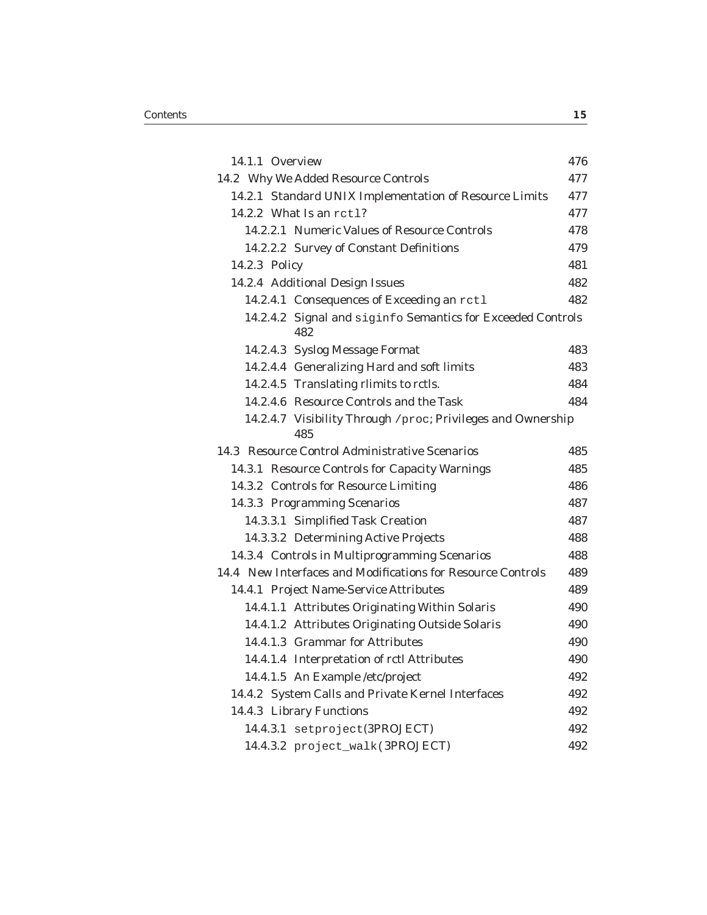14.1.1 Overview 476

14.2 Why We Added Resource Controls 477

14.2.1 Standard UNIX Implementation of Resource Limits 477

14.2.2 What Is an `rctl`? 477

14.2.2.1 Numeric Values of Resource Controls 478

14.2.2.2 Survey of Constant Definitions 479

14.2.3 Policy 481

14.2.4 Additional Design Issues 482

14.2.4.1 Consequences of Exceeding an `rctl` 482

14.2.4.2 Signal and `siginfo` Semantics for Exceeded Controls 482

14.2.4.3 Syslog Message Format 483

14.2.4.4 Generalizing Hard and soft limits 483

14.2.4.5 Translating rlimits to rctls. 484

14.2.4.6 Resource Controls and the Task 484

14.2.4.7 Visibility Through `/proc`; Privileges and Ownership 485

14.3 Resource Control Administrative Scenarios 485

14.3.1 Resource Controls for Capacity Warnings 485

14.3.2 Controls for Resource Limiting 486

14.3.3 Programming Scenarios 487

14.3.3.1 Simplified Task Creation 487

14.3.3.2 Determining Active Projects 488

14.3.4 Controls in Multiprogramming Scenarios 488

14.4 New Interfaces and Modifications for Resource Controls 489

14.4.1 Project Name-Service Attributes 489

14.4.1.1 Attributes Originating Within Solaris 490

14.4.1.2 Attributes Originating Outside Solaris 490

14.4.1.3 Grammar for Attributes 490

14.4.1.4 Interpretation of rctl Attributes 490

14.4.1.5 An Example /etc/project 492

14.4.2 System Calls and Private Kernel Interfaces 492

14.4.3 Library Functions 492

14.4.3.1 `setproject`(3PROJECT) 492

14.4.3.2 `project_walk`(3PROJECT) 492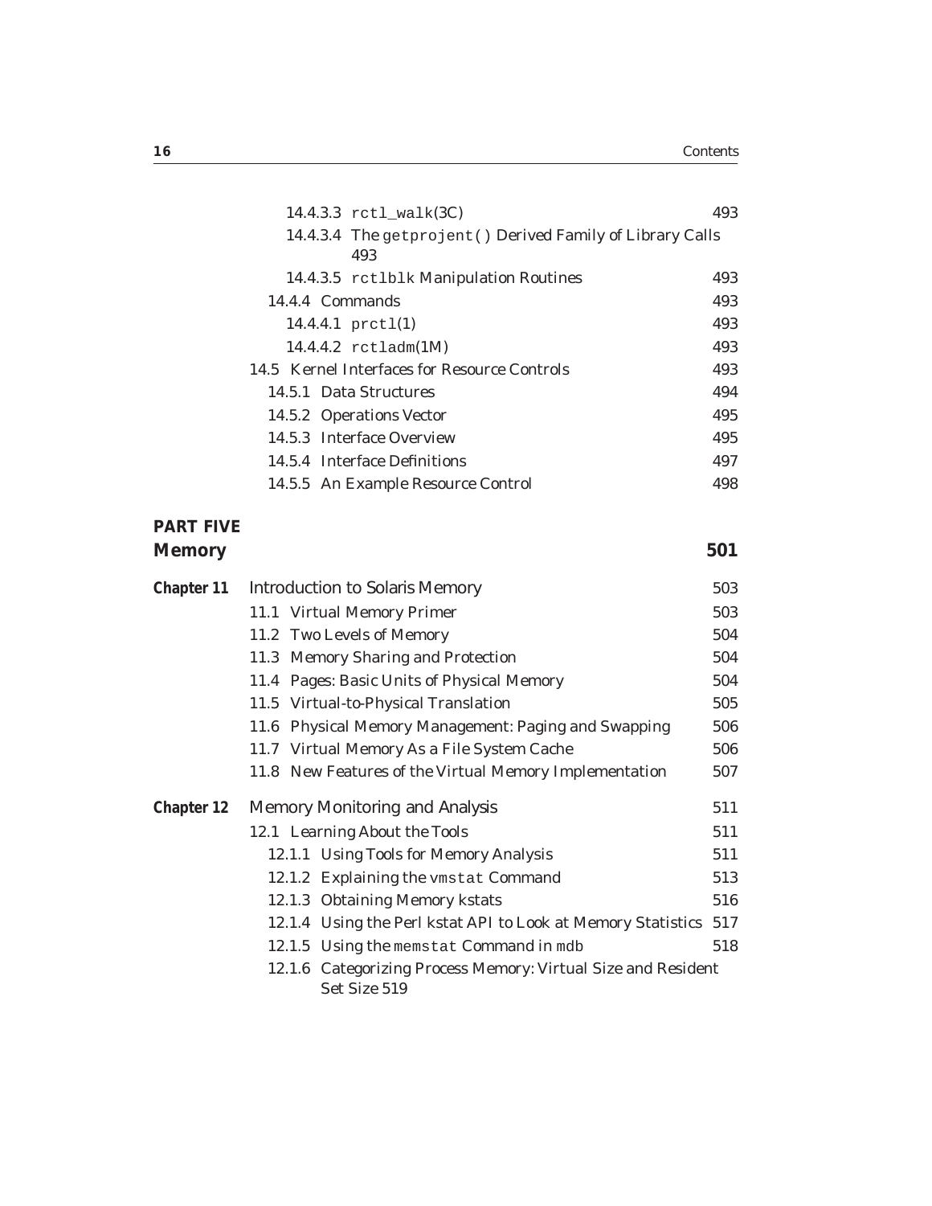14.4.3.3 `rctl_walk`(3C) 493

14.4.3.4 The `getprojent()` Derived Family of Library Calls 493

14.4.3.5 `rctlblk` Manipulation Routines 493

14.4.4 Commands 493

14.4.4.1 `prctl`(1) 493

14.4.4.2 `rctladm`(1M) 493

14.5 Kernel Interfaces for Resource Controls 493

14.5.1 Data Structures 494

14.5.2 Operations Vector 495

14.5.3 Interface Overview 495

14.5.4 Interface Definitions 497

14.5.5 An Example Resource Control 498

# PART FIVE
# Memory 501

## Chapter 11 Introduction to Solaris Memory 503

11.1 Virtual Memory Primer 503

11.2 Two Levels of Memory 504

11.3 Memory Sharing and Protection 504

11.4 Pages: Basic Units of Physical Memory 504

11.5 Virtual-to-Physical Translation 505

11.6 Physical Memory Management: Paging and Swapping 506

11.7 Virtual Memory As a File System Cache 506

11.8 New Features of the Virtual Memory Implementation 507

## Chapter 12 Memory Monitoring and Analysis 511

12.1 Learning About the Tools 511

12.1.1 Using Tools for Memory Analysis 511

12.1.2 Explaining the `vmstat` Command 513

12.1.3 Obtaining Memory kstats 516

12.1.4 Using the Perl kstat API to Look at Memory Statistics 517

12.1.5 Using the `memstat` Command in `mdb` 518

12.1.6 Categorizing Process Memory: Virtual Size and Resident Set Size 519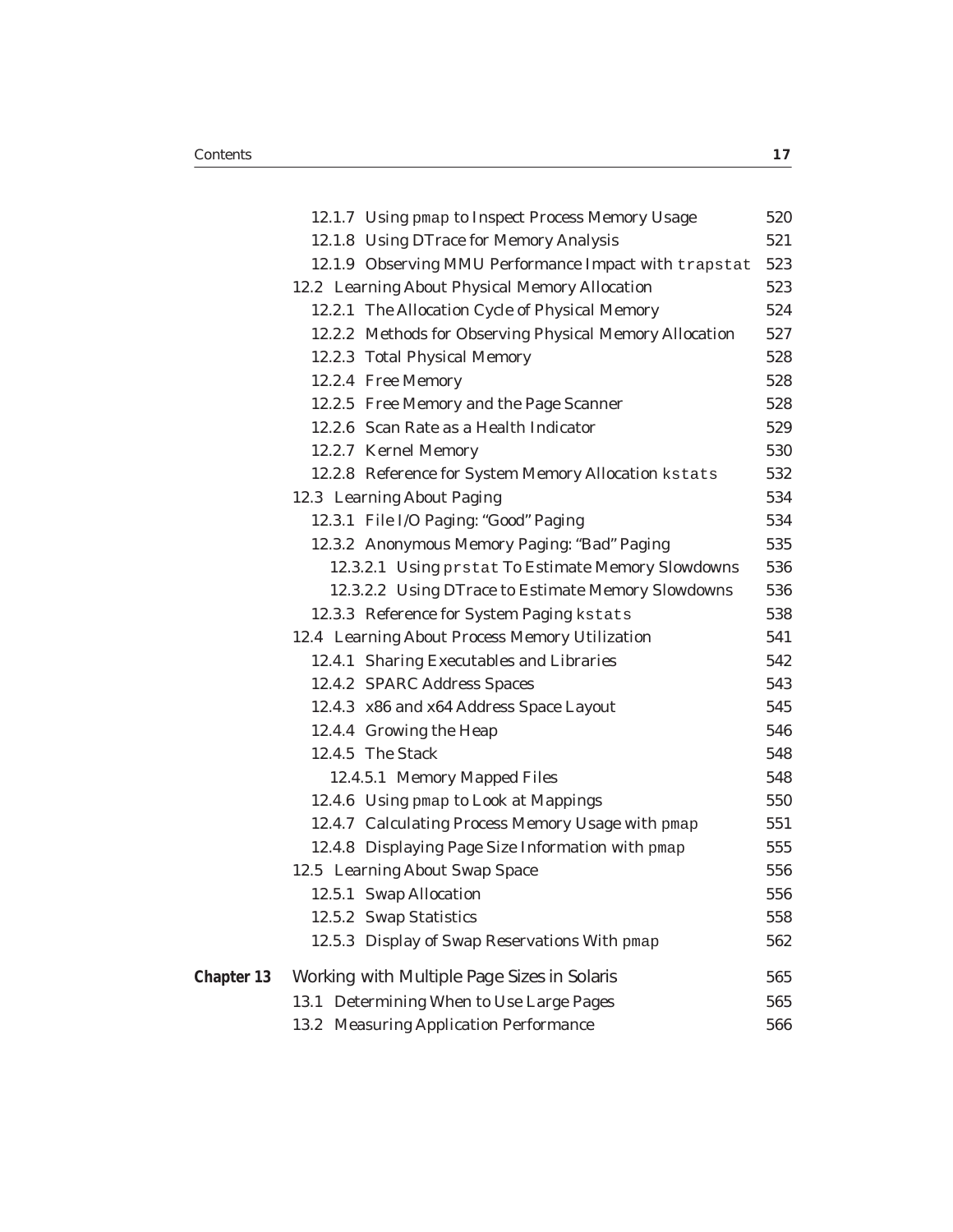12.1.7 Using `pmap` to Inspect Process Memory Usage 520
12.1.8 Using DTrace for Memory Analysis 521
12.1.9 Observing MMU Performance Impact with `trapstat` 523
12.2 Learning About Physical Memory Allocation 523
12.2.1 The Allocation Cycle of Physical Memory 524
12.2.2 Methods for Observing Physical Memory Allocation 527
12.2.3 Total Physical Memory 528
12.2.4 Free Memory 528
12.2.5 Free Memory and the Page Scanner 528
12.2.6 Scan Rate as a Health Indicator 529
12.2.7 Kernel Memory 530
12.2.8 Reference for System Memory Allocation `kstats` 532
12.3 Learning About Paging 534
12.3.1 File I/O Paging: "Good" Paging 534
12.3.2 Anonymous Memory Paging: "Bad" Paging 535
12.3.2.1 Using `prstat` To Estimate Memory Slowdowns 536
12.3.2.2 Using DTrace to Estimate Memory Slowdowns 536
12.3.3 Reference for System Paging `kstats` 538
12.4 Learning About Process Memory Utilization 541
12.4.1 Sharing Executables and Libraries 542
12.4.2 SPARC Address Spaces 543
12.4.3 x86 and x64 Address Space Layout 545
12.4.4 Growing the Heap 546
12.4.5 The Stack 548
12.4.5.1 Memory Mapped Files 548
12.4.6 Using `pmap` to Look at Mappings 550
12.4.7 Calculating Process Memory Usage with `pmap` 551
12.4.8 Displaying Page Size Information with `pmap` 555
12.5 Learning About Swap Space 556
12.5.1 Swap Allocation 556
12.5.2 Swap Statistics 558
12.5.3 Display of Swap Reservations With `pmap` 562

**Chapter 13** Working with Multiple Page Sizes in Solaris 565
13.1 Determining When to Use Large Pages 565
13.2 Measuring Application Performance 566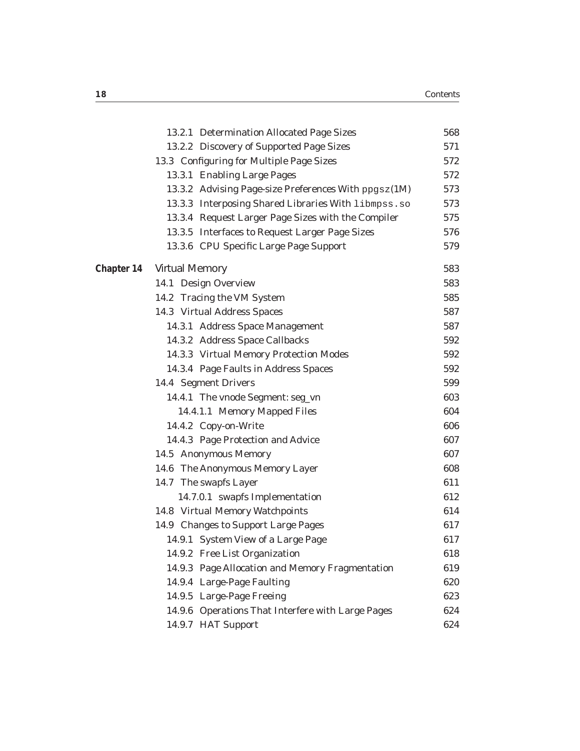| | | |
|---|---|---|
| | 13.2.1 Determination Allocated Page Sizes | 568 |
| | 13.2.2 Discovery of Supported Page Sizes | 571 |
| | 13.3 Configuring for Multiple Page Sizes | 572 |
| | 13.3.1 Enabling Large Pages | 572 |
| | 13.3.2 Advising Page-size Preferences With `ppgsz`(1M) | 573 |
| | 13.3.3 Interposing Shared Libraries With `libmpss.so` | 573 |
| | 13.3.4 Request Larger Page Sizes with the Compiler | 575 |
| | 13.3.5 Interfaces to Request Larger Page Sizes | 576 |
| | 13.3.6 CPU Specific Large Page Support | 579 |
| **Chapter 14** | Virtual Memory | 583 |
| | 14.1 Design Overview | 583 |
| | 14.2 Tracing the VM System | 585 |
| | 14.3 Virtual Address Spaces | 587 |
| | 14.3.1 Address Space Management | 587 |
| | 14.3.2 Address Space Callbacks | 592 |
| | 14.3.3 Virtual Memory Protection Modes | 592 |
| | 14.3.4 Page Faults in Address Spaces | 592 |
| | 14.4 Segment Drivers | 599 |
| | 14.4.1 The vnode Segment: seg_vn | 603 |
| | 14.4.1.1 Memory Mapped Files | 604 |
| | 14.4.2 Copy-on-Write | 606 |
| | 14.4.3 Page Protection and Advice | 607 |
| | 14.5 Anonymous Memory | 607 |
| | 14.6 The Anonymous Memory Layer | 608 |
| | 14.7 The swapfs Layer | 611 |
| | 14.7.0.1 swapfs Implementation | 612 |
| | 14.8 Virtual Memory Watchpoints | 614 |
| | 14.9 Changes to Support Large Pages | 617 |
| | 14.9.1 System View of a Large Page | 617 |
| | 14.9.2 Free List Organization | 618 |
| | 14.9.3 Page Allocation and Memory Fragmentation | 619 |
| | 14.9.4 Large-Page Faulting | 620 |
| | 14.9.5 Large-Page Freeing | 623 |
| | 14.9.6 Operations That Interfere with Large Pages | 624 |
| | 14.9.7 HAT Support | 624 |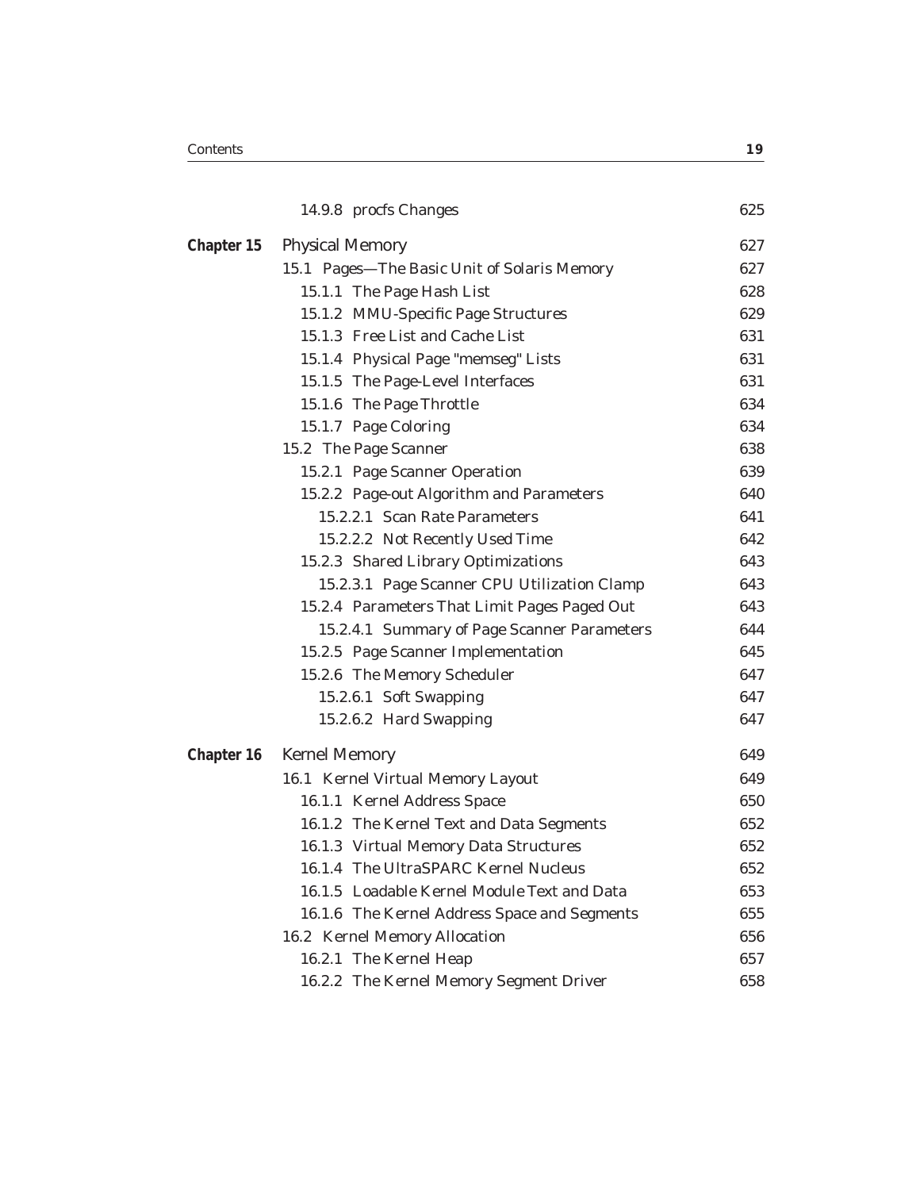14.9.8 procfs Changes 625

**Chapter 15** Physical Memory 627

15.1 Pages—The Basic Unit of Solaris Memory 627

15.1.1 The Page Hash List 628

15.1.2 MMU-Specific Page Structures 629

15.1.3 Free List and Cache List 631

15.1.4 Physical Page "memseg" Lists 631

15.1.5 The Page-Level Interfaces 631

15.1.6 The Page Throttle 634

15.1.7 Page Coloring 634

15.2 The Page Scanner 638

15.2.1 Page Scanner Operation 639

15.2.2 Page-out Algorithm and Parameters 640

15.2.2.1 Scan Rate Parameters 641

15.2.2.2 Not Recently Used Time 642

15.2.3 Shared Library Optimizations 643

15.2.3.1 Page Scanner CPU Utilization Clamp 643

15.2.4 Parameters That Limit Pages Paged Out 643

15.2.4.1 Summary of Page Scanner Parameters 644

15.2.5 Page Scanner Implementation 645

15.2.6 The Memory Scheduler 647

15.2.6.1 Soft Swapping 647

15.2.6.2 Hard Swapping 647

**Chapter 16** Kernel Memory 649

16.1 Kernel Virtual Memory Layout 649

16.1.1 Kernel Address Space 650

16.1.2 The Kernel Text and Data Segments 652

16.1.3 Virtual Memory Data Structures 652

16.1.4 The UltraSPARC Kernel Nucleus 652

16.1.5 Loadable Kernel Module Text and Data 653

16.1.6 The Kernel Address Space and Segments 655

16.2 Kernel Memory Allocation 656

16.2.1 The Kernel Heap 657

16.2.2 The Kernel Memory Segment Driver 658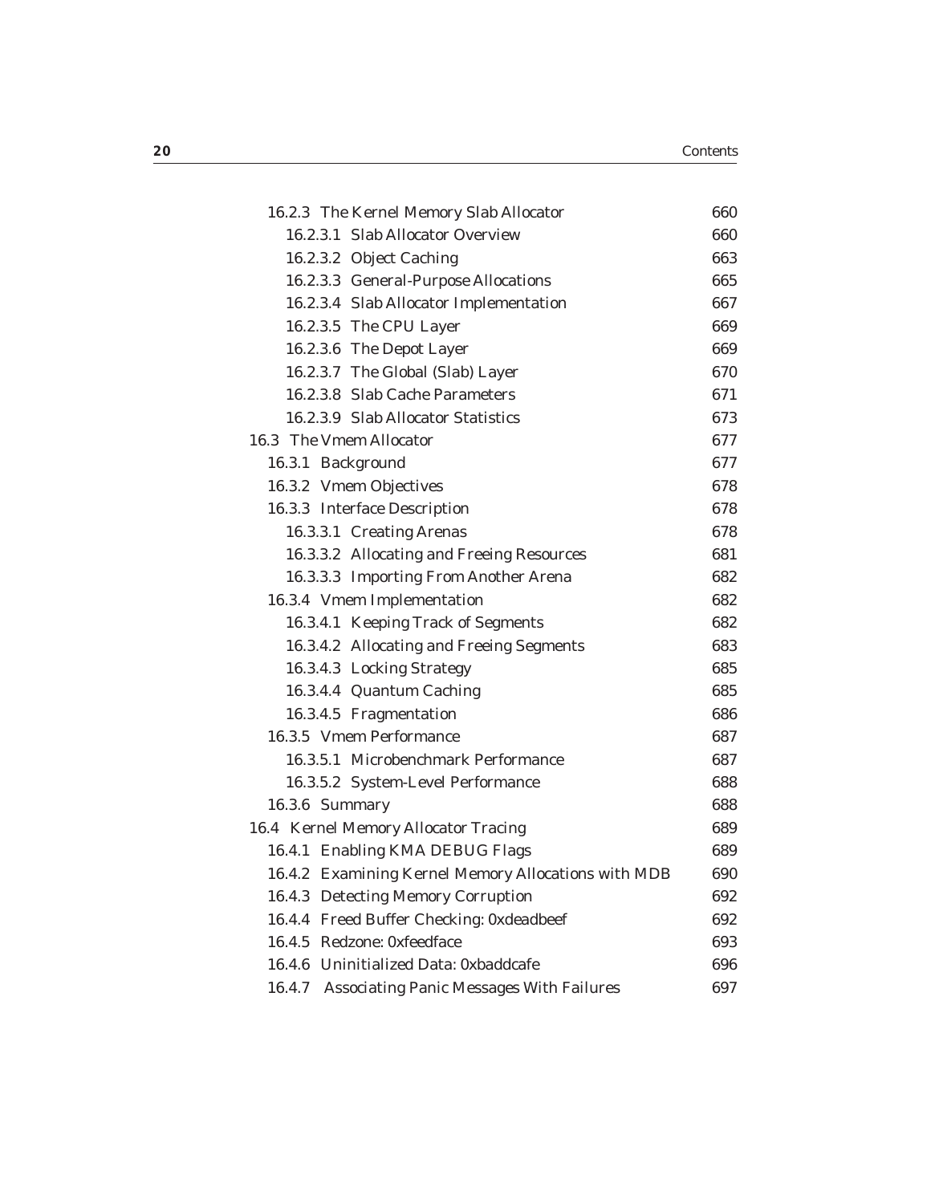16.2.3 The Kernel Memory Slab Allocator 660
16.2.3.1 Slab Allocator Overview 660
16.2.3.2 Object Caching 663
16.2.3.3 General-Purpose Allocations 665
16.2.3.4 Slab Allocator Implementation 667
16.2.3.5 The CPU Layer 669
16.2.3.6 The Depot Layer 669
16.2.3.7 The Global (Slab) Layer 670
16.2.3.8 Slab Cache Parameters 671
16.2.3.9 Slab Allocator Statistics 673
16.3 The Vmem Allocator 677
16.3.1 Background 677
16.3.2 Vmem Objectives 678
16.3.3 Interface Description 678
16.3.3.1 Creating Arenas 678
16.3.3.2 Allocating and Freeing Resources 681
16.3.3.3 Importing From Another Arena 682
16.3.4 Vmem Implementation 682
16.3.4.1 Keeping Track of Segments 682
16.3.4.2 Allocating and Freeing Segments 683
16.3.4.3 Locking Strategy 685
16.3.4.4 Quantum Caching 685
16.3.4.5 Fragmentation 686
16.3.5 Vmem Performance 687
16.3.5.1 Microbenchmark Performance 687
16.3.5.2 System-Level Performance 688
16.3.6 Summary 688
16.4 Kernel Memory Allocator Tracing 689
16.4.1 Enabling KMA DEBUG Flags 689
16.4.2 Examining Kernel Memory Allocations with MDB 690
16.4.3 Detecting Memory Corruption 692
16.4.4 Freed Buffer Checking: 0xdeadbeef 692
16.4.5 Redzone: 0xfeedface 693
16.4.6 Uninitialized Data: 0xbaddcafe 696
16.4.7 Associating Panic Messages With Failures 697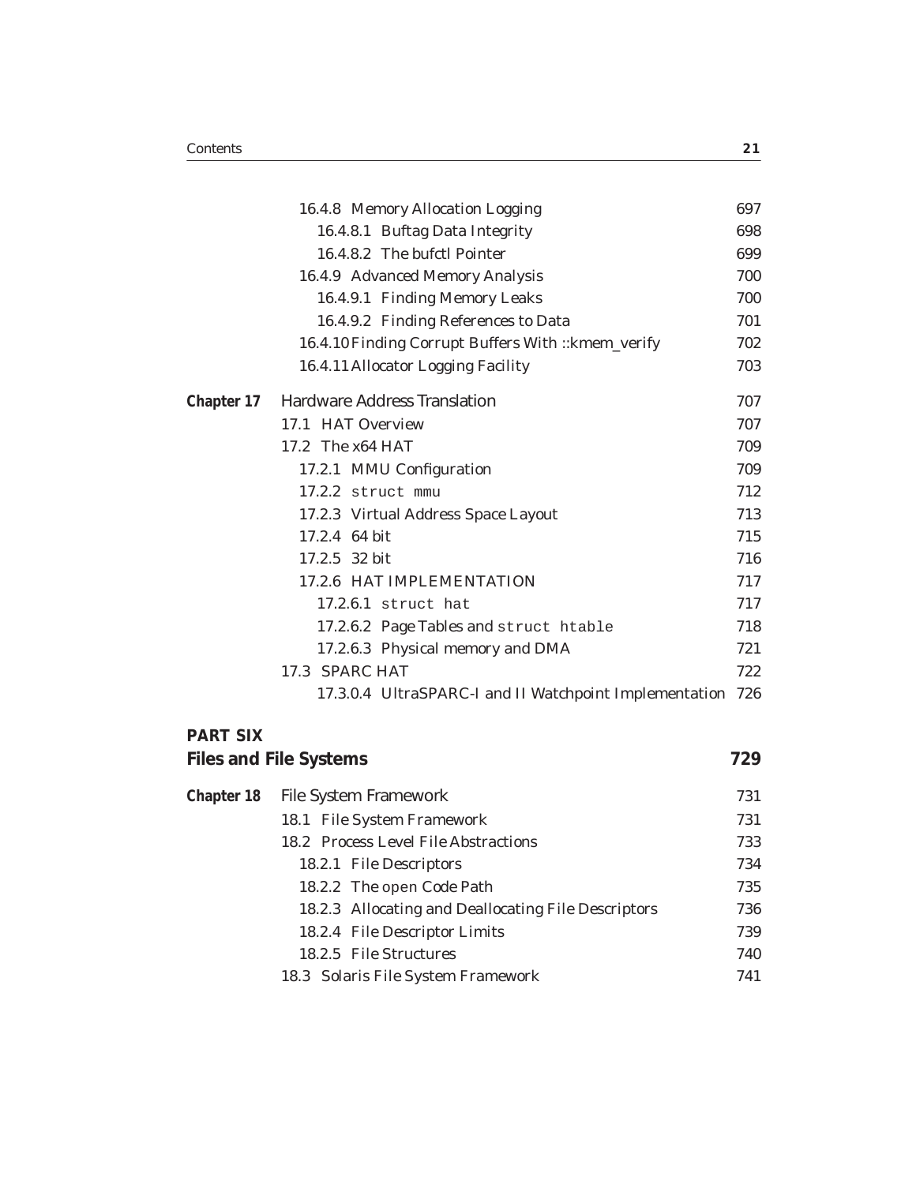| | | |
|---|---|---|
| | 16.4.8 Memory Allocation Logging | 697 |
| | 16.4.8.1 Buftag Data Integrity | 698 |
| | 16.4.8.2 The bufctl Pointer | 699 |
| | 16.4.9 Advanced Memory Analysis | 700 |
| | 16.4.9.1 Finding Memory Leaks | 700 |
| | 16.4.9.2 Finding References to Data | 701 |
| | 16.4.10 Finding Corrupt Buffers With ::kmem_verify | 702 |
| | 16.4.11 Allocator Logging Facility | 703 |
| **Chapter 17** | Hardware Address Translation | 707 |
| | 17.1 HAT Overview | 707 |
| | 17.2 The x64 HAT | 709 |
| | 17.2.1 MMU Configuration | 709 |
| | 17.2.2 `struct mmu` | 712 |
| | 17.2.3 Virtual Address Space Layout | 713 |
| | 17.2.4 64 bit | 715 |
| | 17.2.5 32 bit | 716 |
| | 17.2.6 HAT IMPLEMENTATION | 717 |
| | 17.2.6.1 `struct hat` | 717 |
| | 17.2.6.2 Page Tables and `struct htable` | 718 |
| | 17.2.6.3 Physical memory and DMA | 721 |
| | 17.3 SPARC HAT | 722 |
| | 17.3.0.4 UltraSPARC-I and II Watchpoint Implementation | 726 |

## PART SIX
## Files and File Systems — 729

| | | |
|---|---|---|
| **Chapter 18** | File System Framework | 731 |
| | 18.1 File System Framework | 731 |
| | 18.2 Process Level File Abstractions | 733 |
| | 18.2.1 File Descriptors | 734 |
| | 18.2.2 The `open` Code Path | 735 |
| | 18.2.3 Allocating and Deallocating File Descriptors | 736 |
| | 18.2.4 File Descriptor Limits | 739 |
| | 18.2.5 File Structures | 740 |
| | 18.3 Solaris File System Framework | 741 |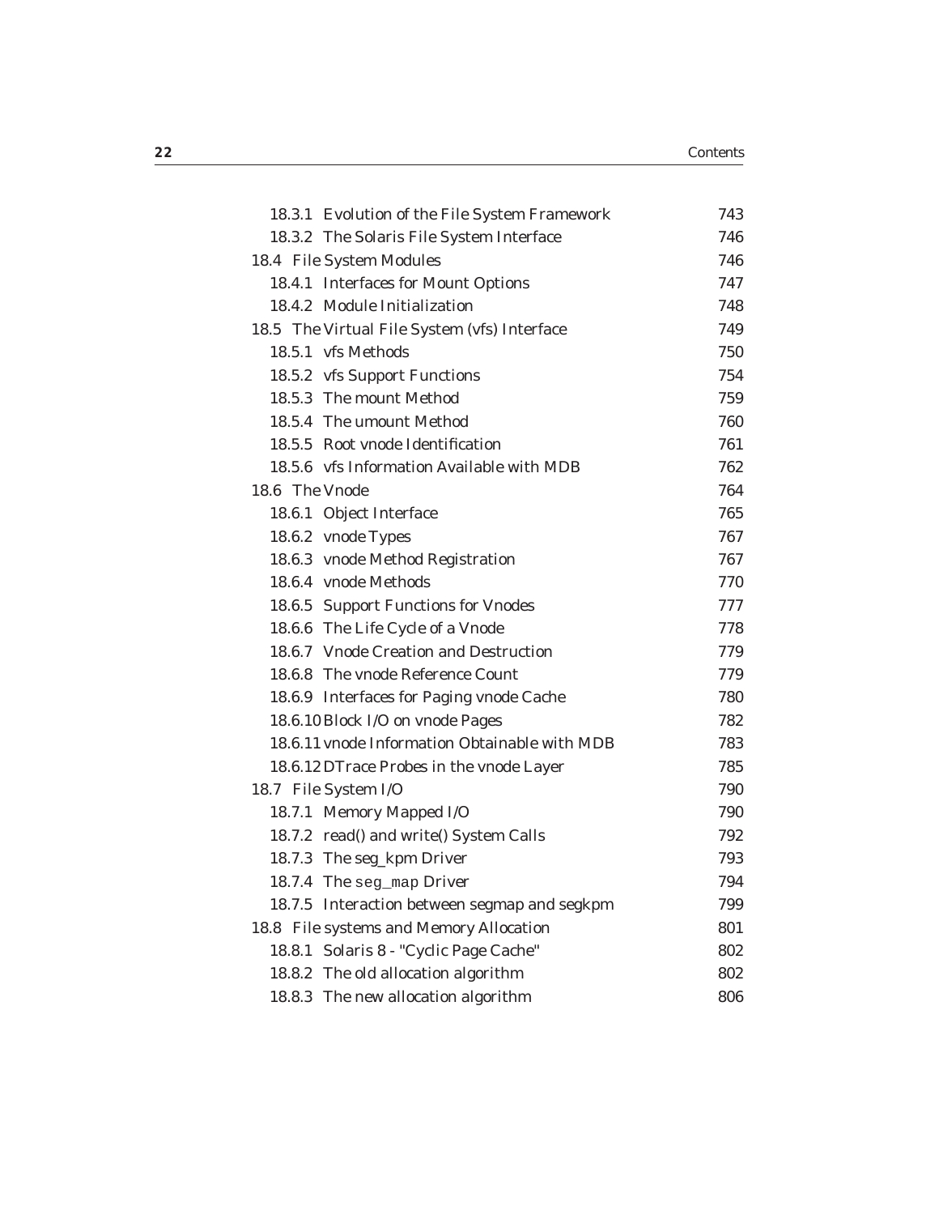| | |
|---|---|
| 18.3.1 Evolution of the File System Framework | 743 |
| 18.3.2 The Solaris File System Interface | 746 |
| 18.4 File System Modules | 746 |
| 18.4.1 Interfaces for Mount Options | 747 |
| 18.4.2 Module Initialization | 748 |
| 18.5 The Virtual File System (vfs) Interface | 749 |
| 18.5.1 vfs Methods | 750 |
| 18.5.2 vfs Support Functions | 754 |
| 18.5.3 The mount Method | 759 |
| 18.5.4 The umount Method | 760 |
| 18.5.5 Root vnode Identification | 761 |
| 18.5.6 vfs Information Available with MDB | 762 |
| 18.6 The Vnode | 764 |
| 18.6.1 Object Interface | 765 |
| 18.6.2 vnode Types | 767 |
| 18.6.3 vnode Method Registration | 767 |
| 18.6.4 vnode Methods | 770 |
| 18.6.5 Support Functions for Vnodes | 777 |
| 18.6.6 The Life Cycle of a Vnode | 778 |
| 18.6.7 Vnode Creation and Destruction | 779 |
| 18.6.8 The vnode Reference Count | 779 |
| 18.6.9 Interfaces for Paging vnode Cache | 780 |
| 18.6.10 Block I/O on vnode Pages | 782 |
| 18.6.11 vnode Information Obtainable with MDB | 783 |
| 18.6.12 DTrace Probes in the vnode Layer | 785 |
| 18.7 File System I/O | 790 |
| 18.7.1 Memory Mapped I/O | 790 |
| 18.7.2 read() and write() System Calls | 792 |
| 18.7.3 The seg_kpm Driver | 793 |
| 18.7.4 The `seg_map` Driver | 794 |
| 18.7.5 Interaction between segmap and segkpm | 799 |
| 18.8 File systems and Memory Allocation | 801 |
| 18.8.1 Solaris 8 - "Cyclic Page Cache" | 802 |
| 18.8.2 The old allocation algorithm | 802 |
| 18.8.3 The new allocation algorithm | 806 |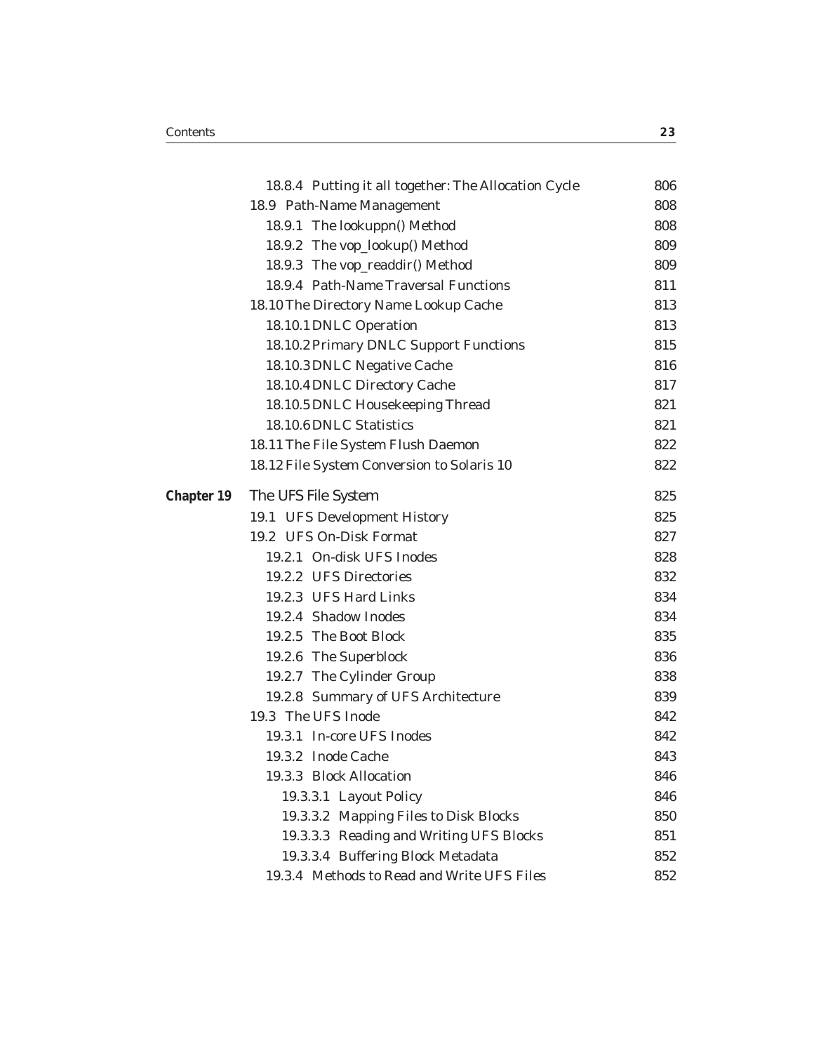| | | |
|---|---|---|
| | 18.8.4 Putting it all together: The Allocation Cycle | 806 |
| | 18.9 Path-Name Management | 808 |
| | 18.9.1 The lookuppn() Method | 808 |
| | 18.9.2 The vop_lookup() Method | 809 |
| | 18.9.3 The vop_readdir() Method | 809 |
| | 18.9.4 Path-Name Traversal Functions | 811 |
| | 18.10 The Directory Name Lookup Cache | 813 |
| | 18.10.1 DNLC Operation | 813 |
| | 18.10.2 Primary DNLC Support Functions | 815 |
| | 18.10.3 DNLC Negative Cache | 816 |
| | 18.10.4 DNLC Directory Cache | 817 |
| | 18.10.5 DNLC Housekeeping Thread | 821 |
| | 18.10.6 DNLC Statistics | 821 |
| | 18.11 The File System Flush Daemon | 822 |
| | 18.12 File System Conversion to Solaris 10 | 822 |
| **Chapter 19** | **The UFS File System** | 825 |
| | 19.1 UFS Development History | 825 |
| | 19.2 UFS On-Disk Format | 827 |
| | 19.2.1 On-disk UFS Inodes | 828 |
| | 19.2.2 UFS Directories | 832 |
| | 19.2.3 UFS Hard Links | 834 |
| | 19.2.4 Shadow Inodes | 834 |
| | 19.2.5 The Boot Block | 835 |
| | 19.2.6 The Superblock | 836 |
| | 19.2.7 The Cylinder Group | 838 |
| | 19.2.8 Summary of UFS Architecture | 839 |
| | 19.3 The UFS Inode | 842 |
| | 19.3.1 In-core UFS Inodes | 842 |
| | 19.3.2 Inode Cache | 843 |
| | 19.3.3 Block Allocation | 846 |
| | 19.3.3.1 Layout Policy | 846 |
| | 19.3.3.2 Mapping Files to Disk Blocks | 850 |
| | 19.3.3.3 Reading and Writing UFS Blocks | 851 |
| | 19.3.3.4 Buffering Block Metadata | 852 |
| | 19.3.4 Methods to Read and Write UFS Files | 852 |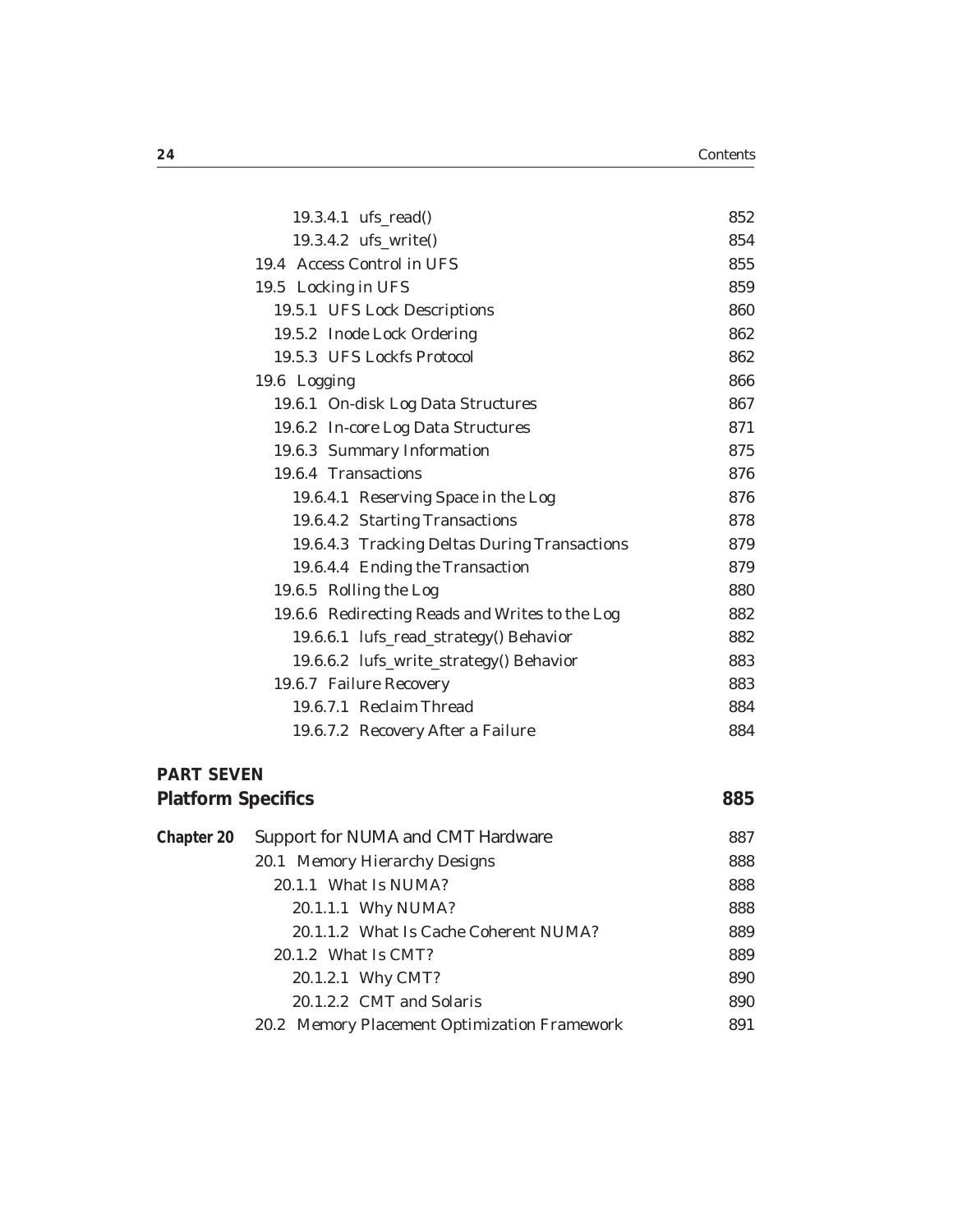19.3.4.1 ufs_read() 852
19.3.4.2 ufs_write() 854
19.4 Access Control in UFS 855
19.5 Locking in UFS 859
19.5.1 UFS Lock Descriptions 860
19.5.2 Inode Lock Ordering 862
19.5.3 UFS Lockfs Protocol 862
19.6 Logging 866
19.6.1 On-disk Log Data Structures 867
19.6.2 In-core Log Data Structures 871
19.6.3 Summary Information 875
19.6.4 Transactions 876
19.6.4.1 Reserving Space in the Log 876
19.6.4.2 Starting Transactions 878
19.6.4.3 Tracking Deltas During Transactions 879
19.6.4.4 Ending the Transaction 879
19.6.5 Rolling the Log 880
19.6.6 Redirecting Reads and Writes to the Log 882
19.6.6.1 lufs_read_strategy() Behavior 882
19.6.6.2 lufs_write_strategy() Behavior 883
19.6.7 Failure Recovery 883
19.6.7.1 Reclaim Thread 884
19.6.7.2 Recovery After a Failure 884

## PART SEVEN
## Platform Specifics 885

**Chapter 20** Support for NUMA and CMT Hardware 887
20.1 Memory Hierarchy Designs 888
20.1.1 What Is NUMA? 888
20.1.1.1 Why NUMA? 888
20.1.1.2 What Is Cache Coherent NUMA? 889
20.1.2 What Is CMT? 889
20.1.2.1 Why CMT? 890
20.1.2.2 CMT and Solaris 890
20.2 Memory Placement Optimization Framework 891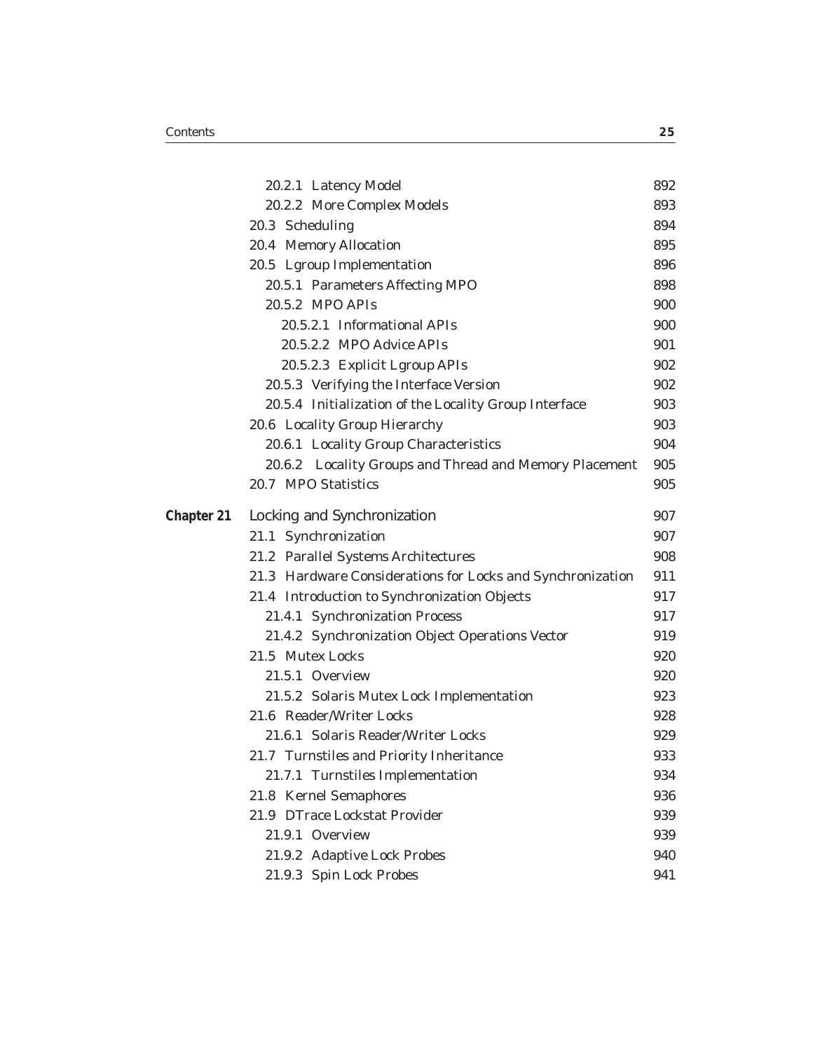20.2.1 Latency Model 892
20.2.2 More Complex Models 893
20.3 Scheduling 894
20.4 Memory Allocation 895
20.5 Lgroup Implementation 896
20.5.1 Parameters Affecting MPO 898
20.5.2 MPO APIs 900
20.5.2.1 Informational APIs 900
20.5.2.2 MPO Advice APIs 901
20.5.2.3 Explicit Lgroup APIs 902
20.5.3 Verifying the Interface Version 902
20.5.4 Initialization of the Locality Group Interface 903
20.6 Locality Group Hierarchy 903
20.6.1 Locality Group Characteristics 904
20.6.2 Locality Groups and Thread and Memory Placement 905
20.7 MPO Statistics 905

**Chapter 21** Locking and Synchronization 907
21.1 Synchronization 907
21.2 Parallel Systems Architectures 908
21.3 Hardware Considerations for Locks and Synchronization 911
21.4 Introduction to Synchronization Objects 917
21.4.1 Synchronization Process 917
21.4.2 Synchronization Object Operations Vector 919
21.5 Mutex Locks 920
21.5.1 Overview 920
21.5.2 Solaris Mutex Lock Implementation 923
21.6 Reader/Writer Locks 928
21.6.1 Solaris Reader/Writer Locks 929
21.7 Turnstiles and Priority Inheritance 933
21.7.1 Turnstiles Implementation 934
21.8 Kernel Semaphores 936
21.9 DTrace Lockstat Provider 939
21.9.1 Overview 939
21.9.2 Adaptive Lock Probes 940
21.9.3 Spin Lock Probes 941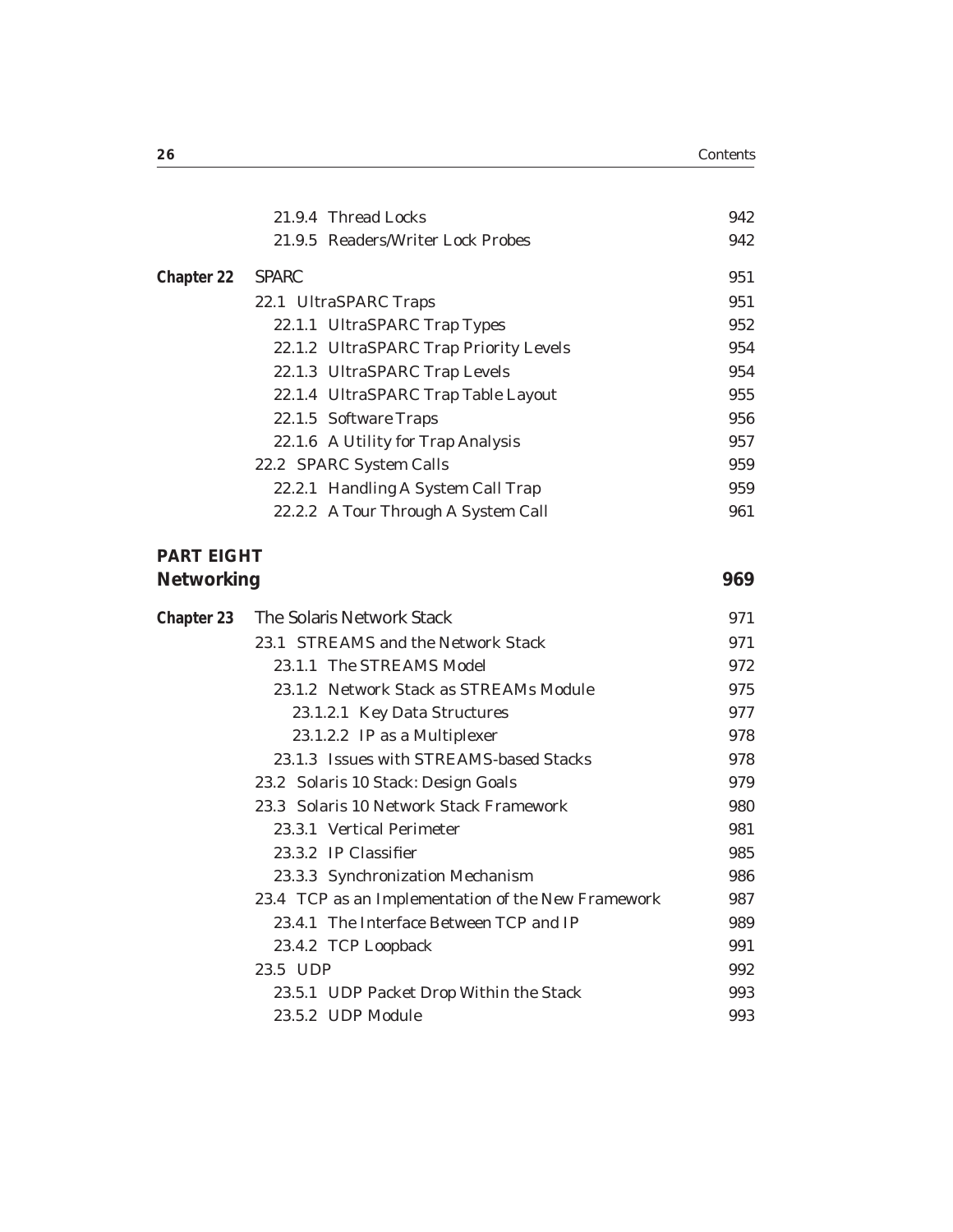21.9.4 Thread Locks 942
21.9.5 Readers/Writer Lock Probes 942

**Chapter 22** SPARC 951

22.1 UltraSPARC Traps 951
22.1.1 UltraSPARC Trap Types 952
22.1.2 UltraSPARC Trap Priority Levels 954
22.1.3 UltraSPARC Trap Levels 954
22.1.4 UltraSPARC Trap Table Layout 955
22.1.5 Software Traps 956
22.1.6 A Utility for Trap Analysis 957
22.2 SPARC System Calls 959
22.2.1 Handling A System Call Trap 959
22.2.2 A Tour Through A System Call 961

# PART EIGHT
# Networking 969

**Chapter 23** The Solaris Network Stack 971

23.1 STREAMS and the Network Stack 971
23.1.1 The STREAMS Model 972
23.1.2 Network Stack as STREAMs Module 975
23.1.2.1 Key Data Structures 977
23.1.2.2 IP as a Multiplexer 978
23.1.3 Issues with STREAMS-based Stacks 978
23.2 Solaris 10 Stack: Design Goals 979
23.3 Solaris 10 Network Stack Framework 980
23.3.1 Vertical Perimeter 981
23.3.2 IP Classifier 985
23.3.3 Synchronization Mechanism 986
23.4 TCP as an Implementation of the New Framework 987
23.4.1 The Interface Between TCP and IP 989
23.4.2 TCP Loopback 991
23.5 UDP 992
23.5.1 UDP Packet Drop Within the Stack 993
23.5.2 UDP Module 993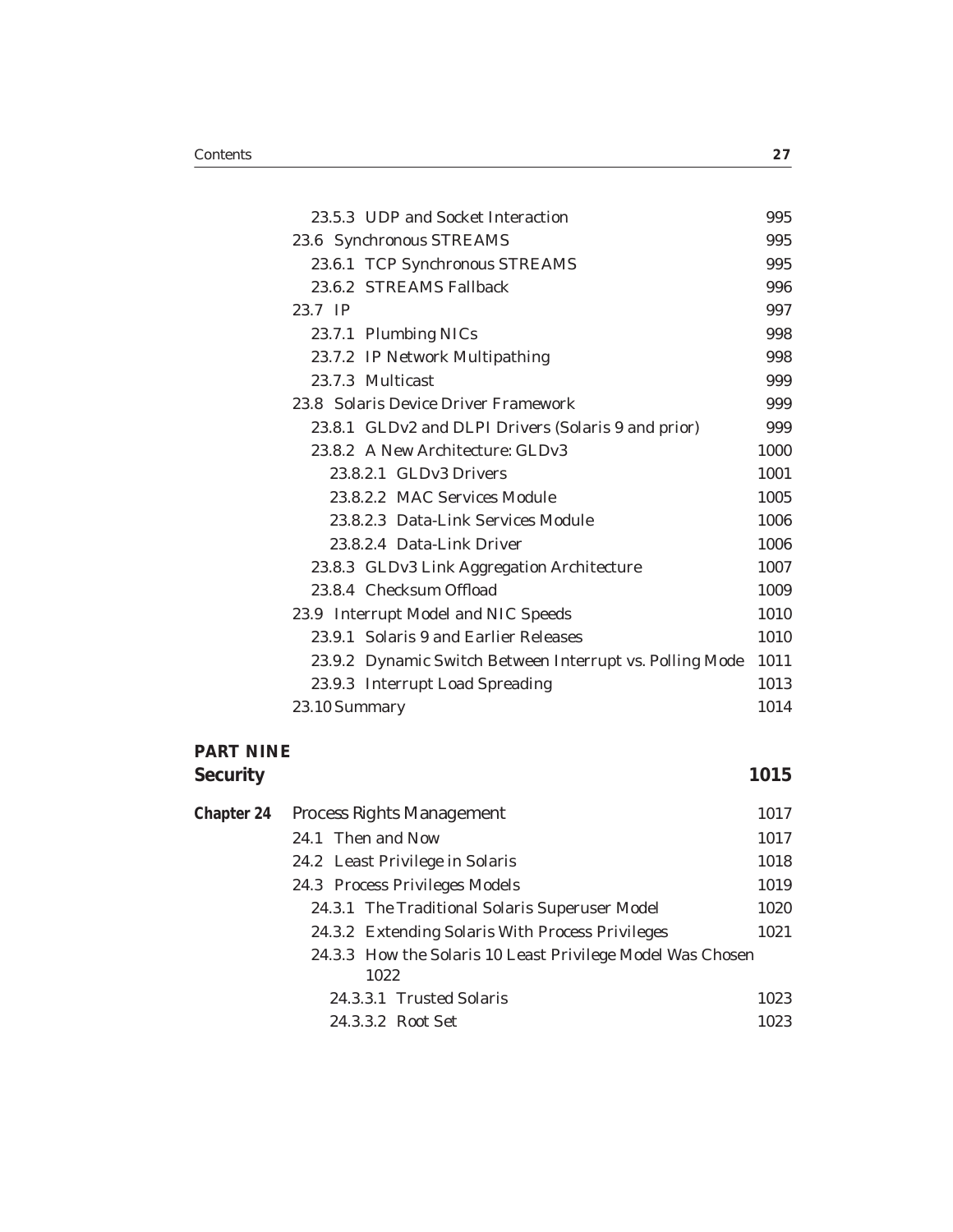23.5.3 UDP and Socket Interaction 995
23.6 Synchronous STREAMS 995
23.6.1 TCP Synchronous STREAMS 995
23.6.2 STREAMS Fallback 996
23.7 IP 997
23.7.1 Plumbing NICs 998
23.7.2 IP Network Multipathing 998
23.7.3 Multicast 999
23.8 Solaris Device Driver Framework 999
23.8.1 GLDv2 and DLPI Drivers (Solaris 9 and prior) 999
23.8.2 A New Architecture: GLDv3 1000
23.8.2.1 GLDv3 Drivers 1001
23.8.2.2 MAC Services Module 1005
23.8.2.3 Data-Link Services Module 1006
23.8.2.4 Data-Link Driver 1006
23.8.3 GLDv3 Link Aggregation Architecture 1007
23.8.4 Checksum Offload 1009
23.9 Interrupt Model and NIC Speeds 1010
23.9.1 Solaris 9 and Earlier Releases 1010
23.9.2 Dynamic Switch Between Interrupt vs. Polling Mode 1011
23.9.3 Interrupt Load Spreading 1013
23.10 Summary 1014

**PART NINE**
**Security** **1015**

**Chapter 24** Process Rights Management 1017
24.1 Then and Now 1017
24.2 Least Privilege in Solaris 1018
24.3 Process Privileges Models 1019
24.3.1 The Traditional Solaris Superuser Model 1020
24.3.2 Extending Solaris With Process Privileges 1021
24.3.3 How the Solaris 10 Least Privilege Model Was Chosen 1022
24.3.3.1 Trusted Solaris 1023
24.3.3.2 Root Set 1023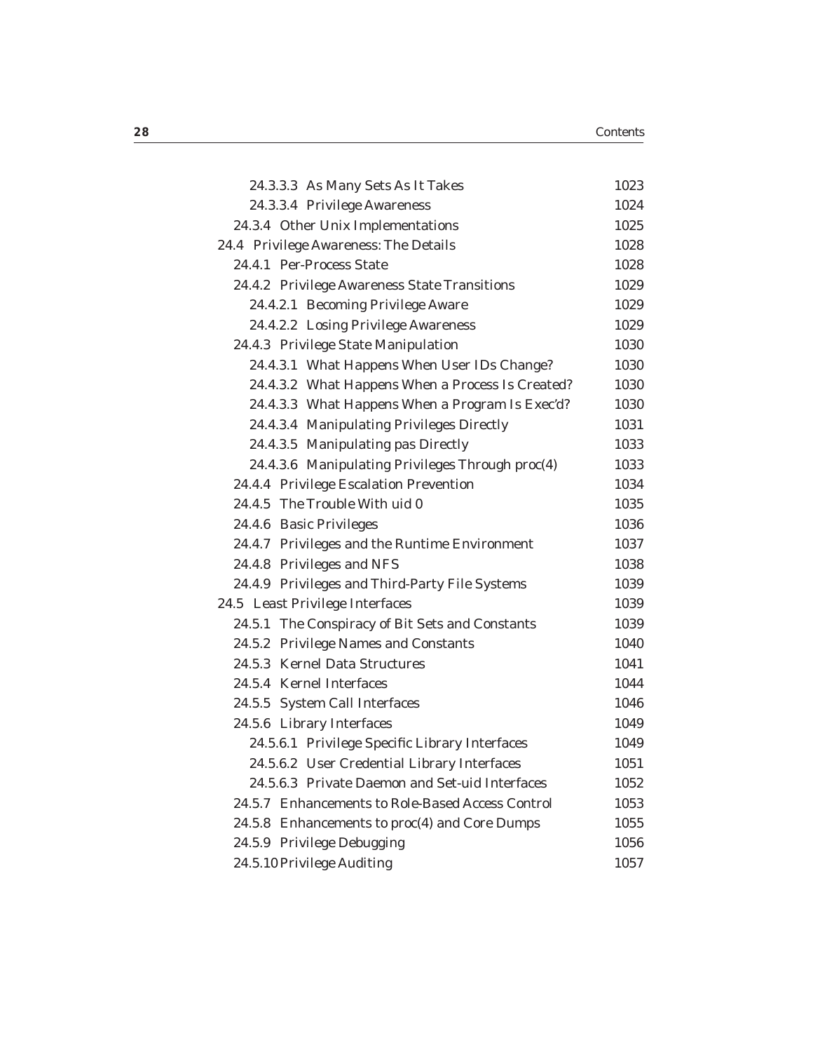| | |
|---|---|
| 24.3.3.3 As Many Sets As It Takes | 1023 |
| 24.3.3.4 Privilege Awareness | 1024 |
| 24.3.4 Other Unix Implementations | 1025 |
| 24.4 Privilege Awareness: The Details | 1028 |
| 24.4.1 Per-Process State | 1028 |
| 24.4.2 Privilege Awareness State Transitions | 1029 |
| 24.4.2.1 Becoming Privilege Aware | 1029 |
| 24.4.2.2 Losing Privilege Awareness | 1029 |
| 24.4.3 Privilege State Manipulation | 1030 |
| 24.4.3.1 What Happens When User IDs Change? | 1030 |
| 24.4.3.2 What Happens When a Process Is Created? | 1030 |
| 24.4.3.3 What Happens When a Program Is Exec'd? | 1030 |
| 24.4.3.4 Manipulating Privileges Directly | 1031 |
| 24.4.3.5 Manipulating pas Directly | 1033 |
| 24.4.3.6 Manipulating Privileges Through proc(4) | 1033 |
| 24.4.4 Privilege Escalation Prevention | 1034 |
| 24.4.5 The Trouble With uid 0 | 1035 |
| 24.4.6 Basic Privileges | 1036 |
| 24.4.7 Privileges and the Runtime Environment | 1037 |
| 24.4.8 Privileges and NFS | 1038 |
| 24.4.9 Privileges and Third-Party File Systems | 1039 |
| 24.5 Least Privilege Interfaces | 1039 |
| 24.5.1 The Conspiracy of Bit Sets and Constants | 1039 |
| 24.5.2 Privilege Names and Constants | 1040 |
| 24.5.3 Kernel Data Structures | 1041 |
| 24.5.4 Kernel Interfaces | 1044 |
| 24.5.5 System Call Interfaces | 1046 |
| 24.5.6 Library Interfaces | 1049 |
| 24.5.6.1 Privilege Specific Library Interfaces | 1049 |
| 24.5.6.2 User Credential Library Interfaces | 1051 |
| 24.5.6.3 Private Daemon and Set-uid Interfaces | 1052 |
| 24.5.7 Enhancements to Role-Based Access Control | 1053 |
| 24.5.8 Enhancements to proc(4) and Core Dumps | 1055 |
| 24.5.9 Privilege Debugging | 1056 |
| 24.5.10 Privilege Auditing | 1057 |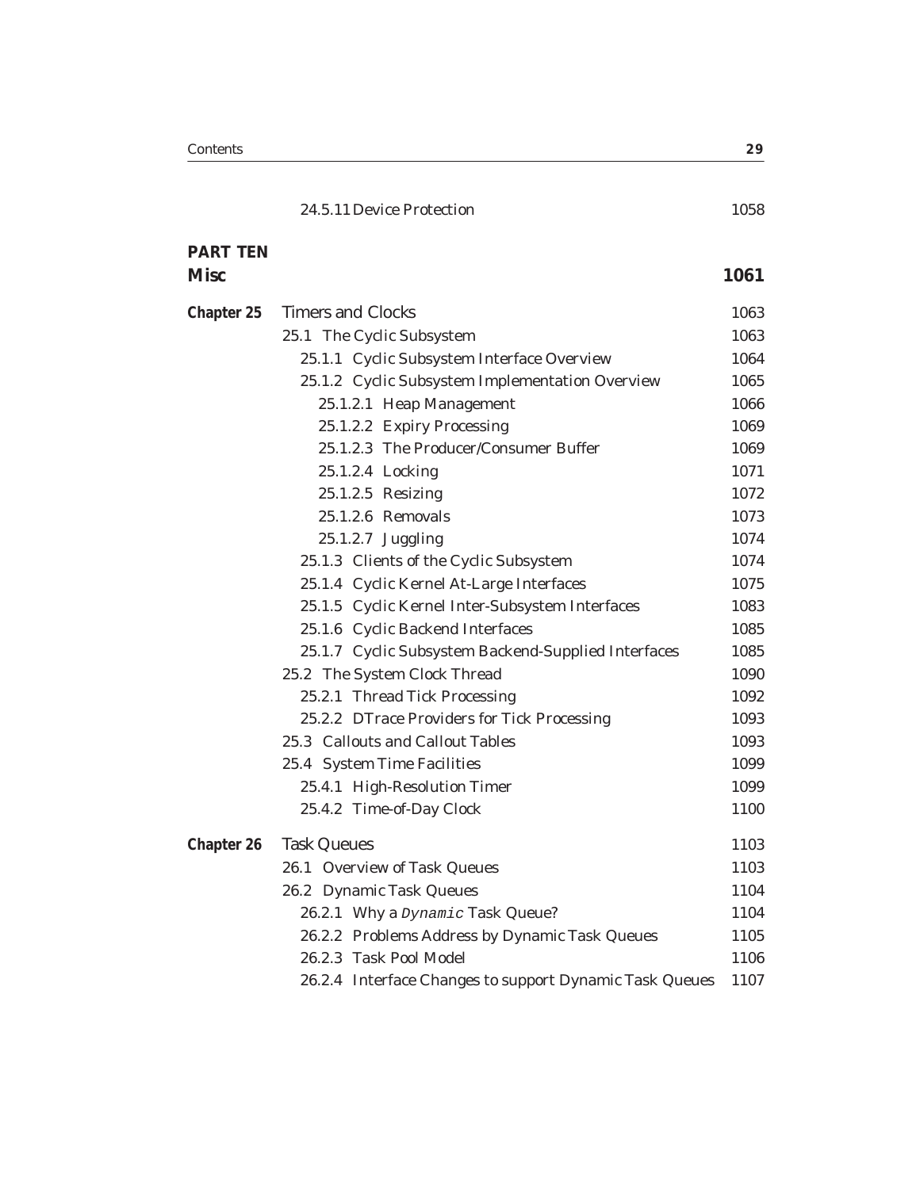24.5.11 Device Protection 1058

**PART TEN**

**Misc 1061**

**Chapter 25** Timers and Clocks 1063

- 25.1 The Cyclic Subsystem 1063
  - 25.1.1 Cyclic Subsystem Interface Overview 1064
  - 25.1.2 Cyclic Subsystem Implementation Overview 1065
    - 25.1.2.1 Heap Management 1066
    - 25.1.2.2 Expiry Processing 1069
    - 25.1.2.3 The Producer/Consumer Buffer 1069
    - 25.1.2.4 Locking 1071
    - 25.1.2.5 Resizing 1072
    - 25.1.2.6 Removals 1073
    - 25.1.2.7 Juggling 1074
  - 25.1.3 Clients of the Cyclic Subsystem 1074
  - 25.1.4 Cyclic Kernel At-Large Interfaces 1075
  - 25.1.5 Cyclic Kernel Inter-Subsystem Interfaces 1083
  - 25.1.6 Cyclic Backend Interfaces 1085
  - 25.1.7 Cyclic Subsystem Backend-Supplied Interfaces 1085
- 25.2 The System Clock Thread 1090
  - 25.2.1 Thread Tick Processing 1092
  - 25.2.2 DTrace Providers for Tick Processing 1093
- 25.3 Callouts and Callout Tables 1093
- 25.4 System Time Facilities 1099
  - 25.4.1 High-Resolution Timer 1099
  - 25.4.2 Time-of-Day Clock 1100

**Chapter 26** Task Queues 1103

- 26.1 Overview of Task Queues 1103
- 26.2 Dynamic Task Queues 1104
  - 26.2.1 Why a `Dynamic` Task Queue? 1104
  - 26.2.2 Problems Address by Dynamic Task Queues 1105
  - 26.2.3 Task Pool Model 1106
  - 26.2.4 Interface Changes to support Dynamic Task Queues 1107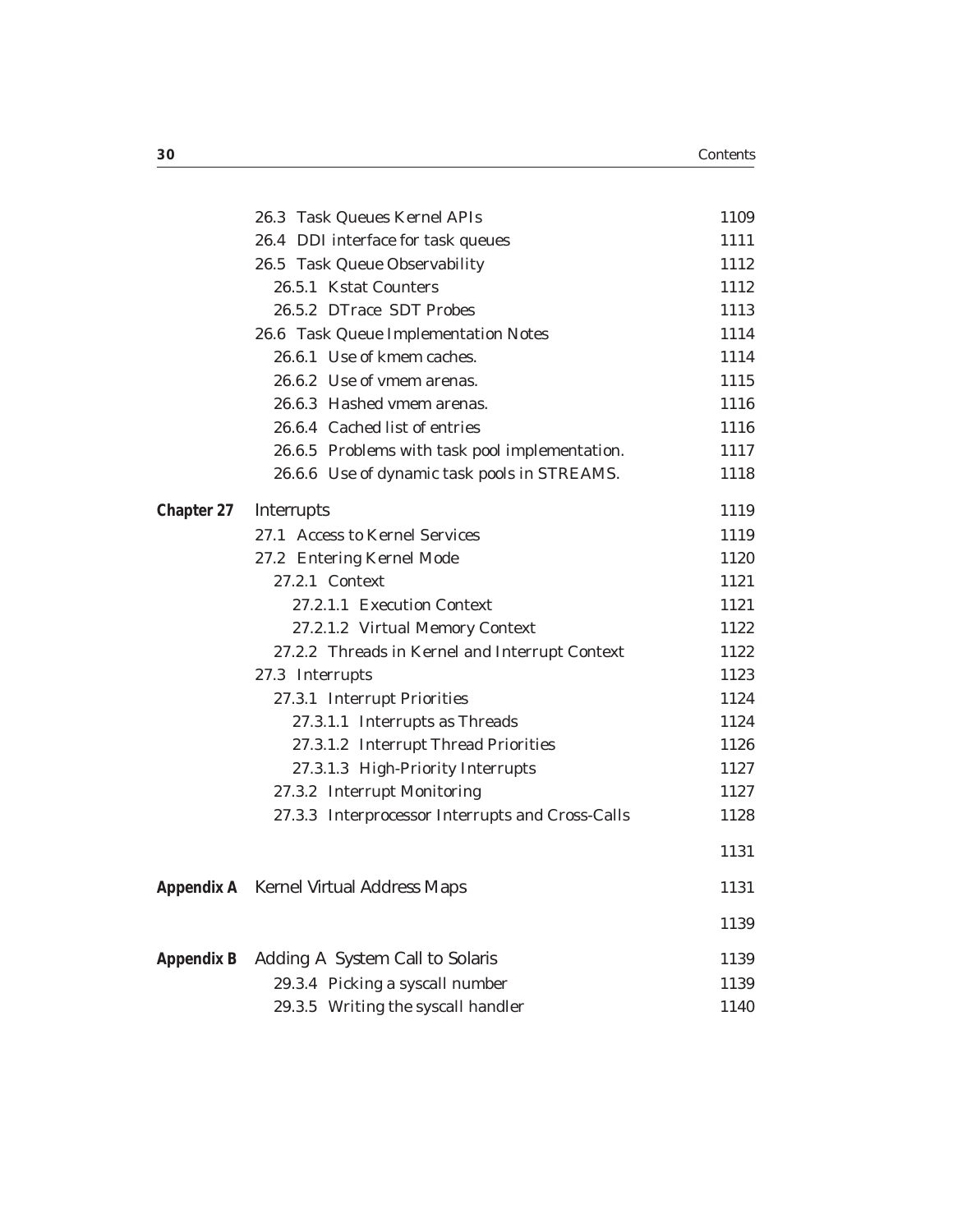26.3 Task Queues Kernel APIs 1109
26.4 DDI interface for task queues 1111
26.5 Task Queue Observability 1112
26.5.1 Kstat Counters 1112
26.5.2 DTrace SDT Probes 1113
26.6 Task Queue Implementation Notes 1114
26.6.1 Use of kmem caches. 1114
26.6.2 Use of vmem arenas. 1115
26.6.3 Hashed vmem arenas. 1116
26.6.4 Cached list of entries 1116
26.6.5 Problems with task pool implementation. 1117
26.6.6 Use of dynamic task pools in STREAMS. 1118

**Chapter 27** Interrupts 1119

27.1 Access to Kernel Services 1119
27.2 Entering Kernel Mode 1120
27.2.1 Context 1121
27.2.1.1 Execution Context 1121
27.2.1.2 Virtual Memory Context 1122
27.2.2 Threads in Kernel and Interrupt Context 1122
27.3 Interrupts 1123
27.3.1 Interrupt Priorities 1124
27.3.1.1 Interrupts as Threads 1124
27.3.1.2 Interrupt Thread Priorities 1126
27.3.1.3 High-Priority Interrupts 1127
27.3.2 Interrupt Monitoring 1127
27.3.3 Interprocessor Interrupts and Cross-Calls 1128

1131

**Appendix A** Kernel Virtual Address Maps 1131

1139

**Appendix B** Adding A System Call to Solaris 1139

29.3.4 Picking a syscall number 1139
29.3.5 Writing the syscall handler 1140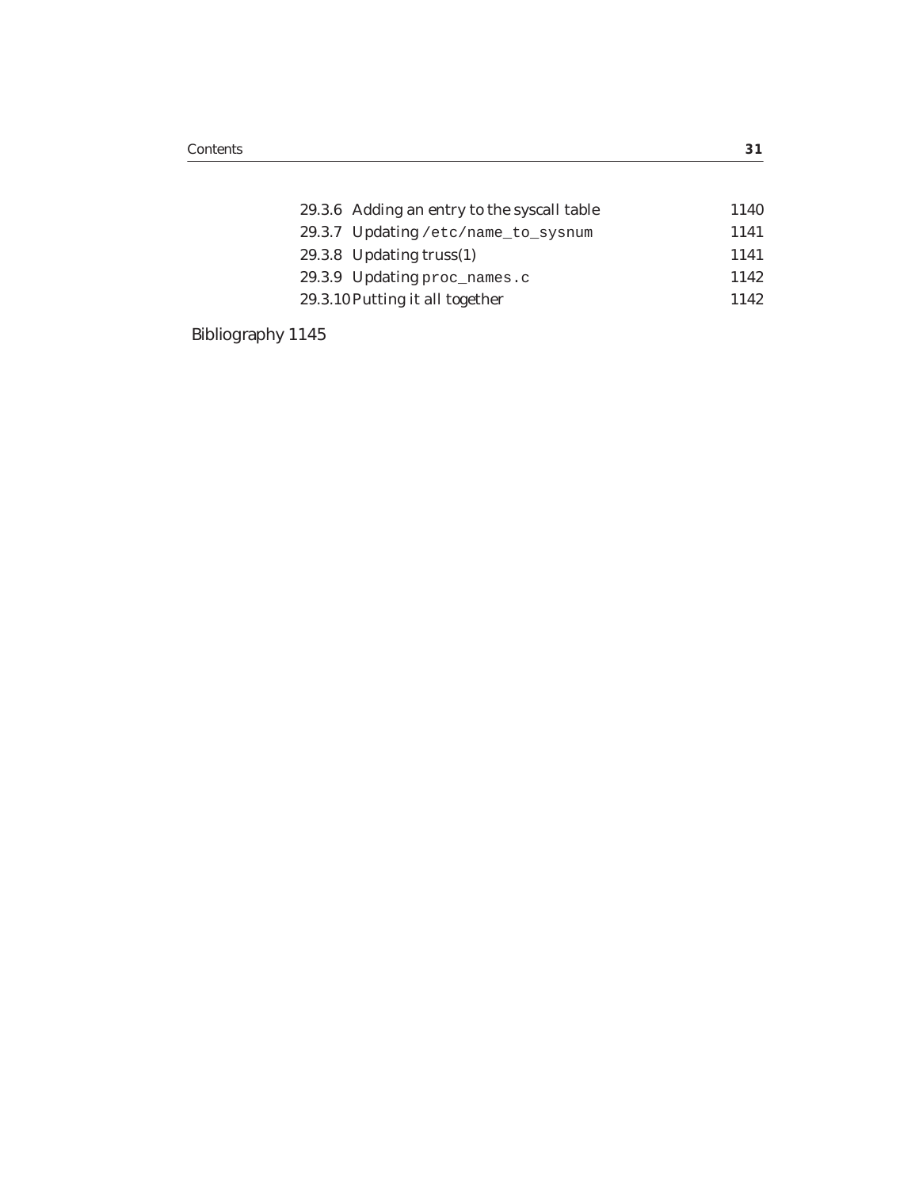29.3.6 Adding an entry to the syscall table 1140

29.3.7 Updating `/etc/name_to_sysnum` 1141

29.3.8 Updating truss(1) 1141

29.3.9 Updating `proc_names.c` 1142

29.3.10 Putting it all together 1142

Bibliography 1145